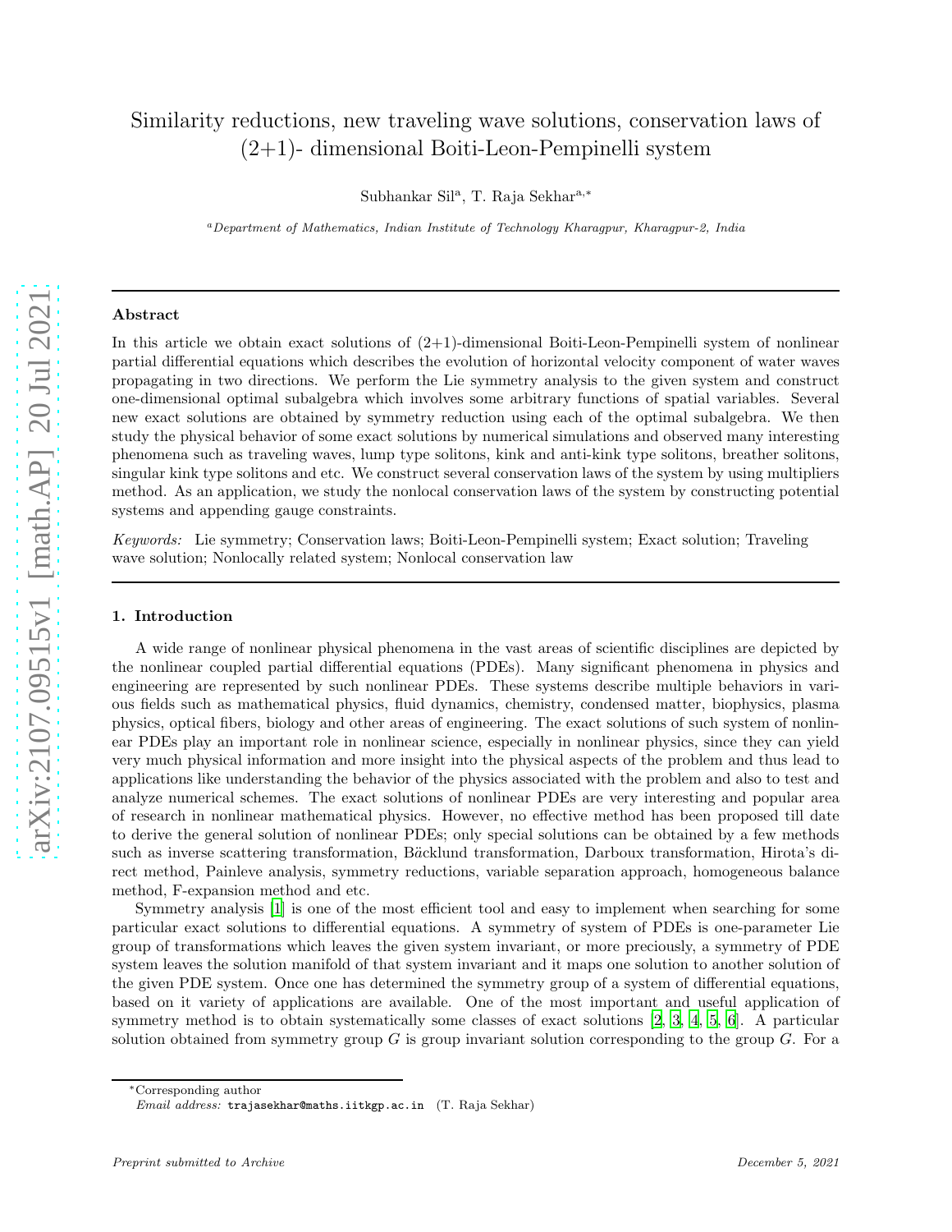# Similarity reductions, new traveling wave solutions, conservation laws of (2+1)- dimensional Boiti-Leon-Pempinelli system

Subhankar Sil[a], T. Raja Sekhar[a,*]

[a]*Department of Mathematics, Indian Institute of Technology Kharagpur, Kharagpur-2, India*

---

### Abstract

In this article we obtain exact solutions of (2+1)-dimensional Boiti-Leon-Pempinelli system of nonlinear partial differential equations which describes the evolution of horizontal velocity component of water waves propagating in two directions. We perform the Lie symmetry analysis to the given system and construct one-dimensional optimal subalgebra which involves some arbitrary functions of spatial variables. Several new exact solutions are obtained by symmetry reduction using each of the optimal subalgebra. We then study the physical behavior of some exact solutions by numerical simulations and observed many interesting phenomena such as traveling waves, lump type solitons, kink and anti-kink type solitons, breather solitons, singular kink type solitons and etc. We construct several conservation laws of the system by using multipliers method. As an application, we study the nonlocal conservation laws of the system by constructing potential systems and appending gauge constraints.

*Keywords:* Lie symmetry; Conservation laws; Boiti-Leon-Pempinelli system; Exact solution; Traveling wave solution; Nonlocally related system; Nonlocal conservation law

---

## 1. Introduction

A wide range of nonlinear physical phenomena in the vast areas of scientific disciplines are depicted by the nonlinear coupled partial differential equations (PDEs). Many significant phenomena in physics and engineering are represented by such nonlinear PDEs. These systems describe multiple behaviors in various fields such as mathematical physics, fluid dynamics, chemistry, condensed matter, biophysics, plasma physics, optical fibers, biology and other areas of engineering. The exact solutions of such system of nonlinear PDEs play an important role in nonlinear science, especially in nonlinear physics, since they can yield very much physical information and more insight into the physical aspects of the problem and thus lead to applications like understanding the behavior of the physics associated with the problem and also to test and analyze numerical schemes. The exact solutions of nonlinear PDEs are very interesting and popular area of research in nonlinear mathematical physics. However, no effective method has been proposed till date to derive the general solution of nonlinear PDEs; only special solutions can be obtained by a few methods such as inverse scattering transformation, Bäcklund transformation, Darboux transformation, Hirota's direct method, Painleve analysis, symmetry reductions, variable separation approach, homogeneous balance method, F-expansion method and etc.

Symmetry analysis [1] is one of the most efficient tool and easy to implement when searching for some particular exact solutions to differential equations. A symmetry of system of PDEs is one-parameter Lie group of transformations which leaves the given system invariant, or more preciously, a symmetry of PDE system leaves the solution manifold of that system invariant and it maps one solution to another solution of the given PDE system. Once one has determined the symmetry group of a system of differential equations, based on it variety of applications are available. One of the most important and useful application of symmetry method is to obtain systematically some classes of exact solutions [2, 3, 4, 5, 6]. A particular solution obtained from symmetry group $G$ is group invariant solution corresponding to the group $G$. For a

---

*Corresponding author
*Email address:* trajasekhar@maths.iitkgp.ac.in (T. Raja Sekhar)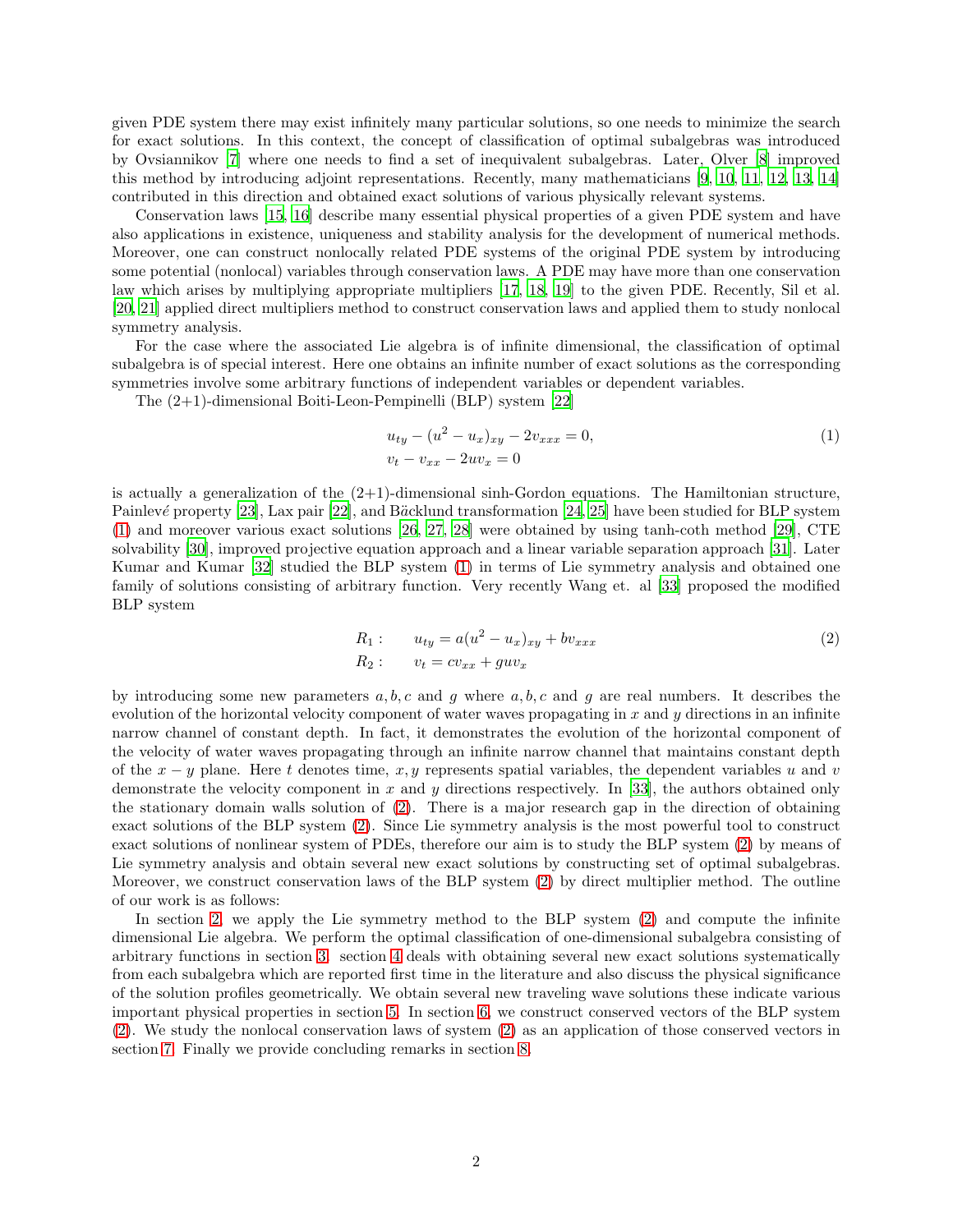given PDE system there may exist infinitely many particular solutions, so one needs to minimize the search for exact solutions. In this context, the concept of classification of optimal subalgebras was introduced by Ovsiannikov [7] where one needs to find a set of inequivalent subalgebras. Later, Olver [8] improved this method by introducing adjoint representations. Recently, many mathematicians [9, 10, 11, 12, 13, 14] contributed in this direction and obtained exact solutions of various physically relevant systems.

Conservation laws [15, 16] describe many essential physical properties of a given PDE system and have also applications in existence, uniqueness and stability analysis for the development of numerical methods. Moreover, one can construct nonlocally related PDE systems of the original PDE system by introducing some potential (nonlocal) variables through conservation laws. A PDE may have more than one conservation law which arises by multiplying appropriate multipliers [17, 18, 19] to the given PDE. Recently, Sil et al. [20, 21] applied direct multipliers method to construct conservation laws and applied them to study nonlocal symmetry analysis.

For the case where the associated Lie algebra is of infinite dimensional, the classification of optimal subalgebra is of special interest. Here one obtains an infinite number of exact solutions as the corresponding symmetries involve some arbitrary functions of independent variables or dependent variables.

The (2+1)-dimensional Boiti-Leon-Pempinelli (BLP) system [22]

$$
\begin{aligned}
&u_{ty} - (u^2 - u_x)_{xy} - 2v_{xxx} = 0, \\
&v_t - v_{xx} - 2uv_x = 0
\end{aligned}
\tag{1}
$$

is actually a generalization of the (2+1)-dimensional sinh-Gordon equations. The Hamiltonian structure, Painlevé property [23], Lax pair [22], and Bäcklund transformation [24, 25] have been studied for BLP system (1) and moreover various exact solutions [26, 27, 28] were obtained by using tanh-coth method [29], CTE solvability [30], improved projective equation approach and a linear variable separation approach [31]. Later Kumar and Kumar [32] studied the BLP system (1) in terms of Lie symmetry analysis and obtained one family of solutions consisting of arbitrary function. Very recently Wang et. al [33] proposed the modified BLP system

$$
\begin{aligned}
R_1: &\qquad u_{ty} = a(u^2 - u_x)_{xy} + bv_{xxx} \\
R_2: &\qquad v_t = cv_{xx} + guv_x
\end{aligned}
\tag{2}
$$

by introducing some new parameters $a, b, c$ and $g$ where $a, b, c$ and $g$ are real numbers. It describes the evolution of the horizontal velocity component of water waves propagating in $x$ and $y$ directions in an infinite narrow channel of constant depth. In fact, it demonstrates the evolution of the horizontal component of the velocity of water waves propagating through an infinite narrow channel that maintains constant depth of the $x-y$ plane. Here $t$ denotes time, $x, y$ represents spatial variables, the dependent variables $u$ and $v$ demonstrate the velocity component in $x$ and $y$ directions respectively. In [33], the authors obtained only the stationary domain walls solution of (2). There is a major research gap in the direction of obtaining exact solutions of the BLP system (2). Since Lie symmetry analysis is the most powerful tool to construct exact solutions of nonlinear system of PDEs, therefore our aim is to study the BLP system (2) by means of Lie symmetry analysis and obtain several new exact solutions by constructing set of optimal subalgebras. Moreover, we construct conservation laws of the BLP system (2) by direct multiplier method. The outline of our work is as follows:

In section 2, we apply the Lie symmetry method to the BLP system (2) and compute the infinite dimensional Lie algebra. We perform the optimal classification of one-dimensional subalgebra consisting of arbitrary functions in section 3. section 4 deals with obtaining several new exact solutions systematically from each subalgebra which are reported first time in the literature and also discuss the physical significance of the solution profiles geometrically. We obtain several new traveling wave solutions these indicate various important physical properties in section 5. In section 6, we construct conserved vectors of the BLP system (2). We study the nonlocal conservation laws of system (2) as an application of those conserved vectors in section 7. Finally we provide concluding remarks in section 8.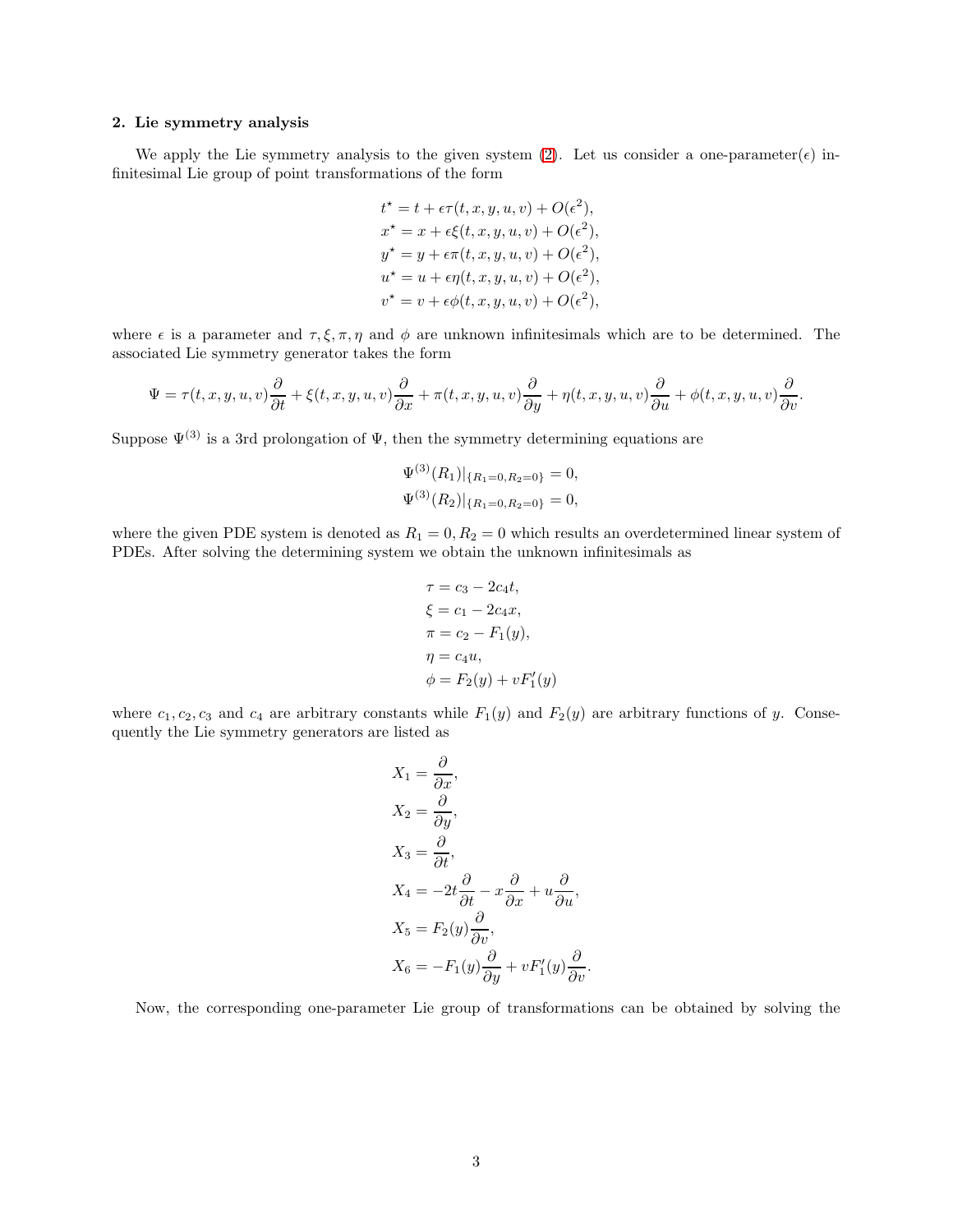## 2. Lie symmetry analysis

We apply the Lie symmetry analysis to the given system (2). Let us consider a one-parameter($\epsilon$) infinitesimal Lie group of point transformations of the form

$$
\begin{aligned}
t^\star &= t + \epsilon\tau(t,x,y,u,v) + O(\epsilon^2),\\
x^\star &= x + \epsilon\xi(t,x,y,u,v) + O(\epsilon^2),\\
y^\star &= y + \epsilon\pi(t,x,y,u,v) + O(\epsilon^2),\\
u^\star &= u + \epsilon\eta(t,x,y,u,v) + O(\epsilon^2),\\
v^\star &= v + \epsilon\phi(t,x,y,u,v) + O(\epsilon^2),
\end{aligned}
$$

where $\epsilon$ is a parameter and $\tau, \xi, \pi, \eta$ and $\phi$ are unknown infinitesimals which are to be determined. The associated Lie symmetry generator takes the form

$$
\Psi = \tau(t,x,y,u,v)\frac{\partial}{\partial t} + \xi(t,x,y,u,v)\frac{\partial}{\partial x} + \pi(t,x,y,u,v)\frac{\partial}{\partial y} + \eta(t,x,y,u,v)\frac{\partial}{\partial u} + \phi(t,x,y,u,v)\frac{\partial}{\partial v}.
$$

Suppose $\Psi^{(3)}$ is a 3rd prolongation of $\Psi$, then the symmetry determining equations are

$$
\begin{aligned}
\Psi^{(3)}(R_1)|_{\{R_1=0,R_2=0\}} &= 0,\\
\Psi^{(3)}(R_2)|_{\{R_1=0,R_2=0\}} &= 0,
\end{aligned}
$$

where the given PDE system is denoted as $R_1 = 0, R_2 = 0$ which results an overdetermined linear system of PDEs. After solving the determining system we obtain the unknown infinitesimals as

$$
\begin{aligned}
\tau &= c_3 - 2c_4 t,\\
\xi &= c_1 - 2c_4 x,\\
\pi &= c_2 - F_1(y),\\
\eta &= c_4 u,\\
\phi &= F_2(y) + vF_1'(y)
\end{aligned}
$$

where $c_1, c_2, c_3$ and $c_4$ are arbitrary constants while $F_1(y)$ and $F_2(y)$ are arbitrary functions of $y$. Consequently the Lie symmetry generators are listed as

$$
\begin{aligned}
X_1 &= \frac{\partial}{\partial x},\\
X_2 &= \frac{\partial}{\partial y},\\
X_3 &= \frac{\partial}{\partial t},\\
X_4 &= -2t\frac{\partial}{\partial t} - x\frac{\partial}{\partial x} + u\frac{\partial}{\partial u},\\
X_5 &= F_2(y)\frac{\partial}{\partial v},\\
X_6 &= -F_1(y)\frac{\partial}{\partial y} + vF_1'(y)\frac{\partial}{\partial v}.
\end{aligned}
$$

Now, the corresponding one-parameter Lie group of transformations can be obtained by solving the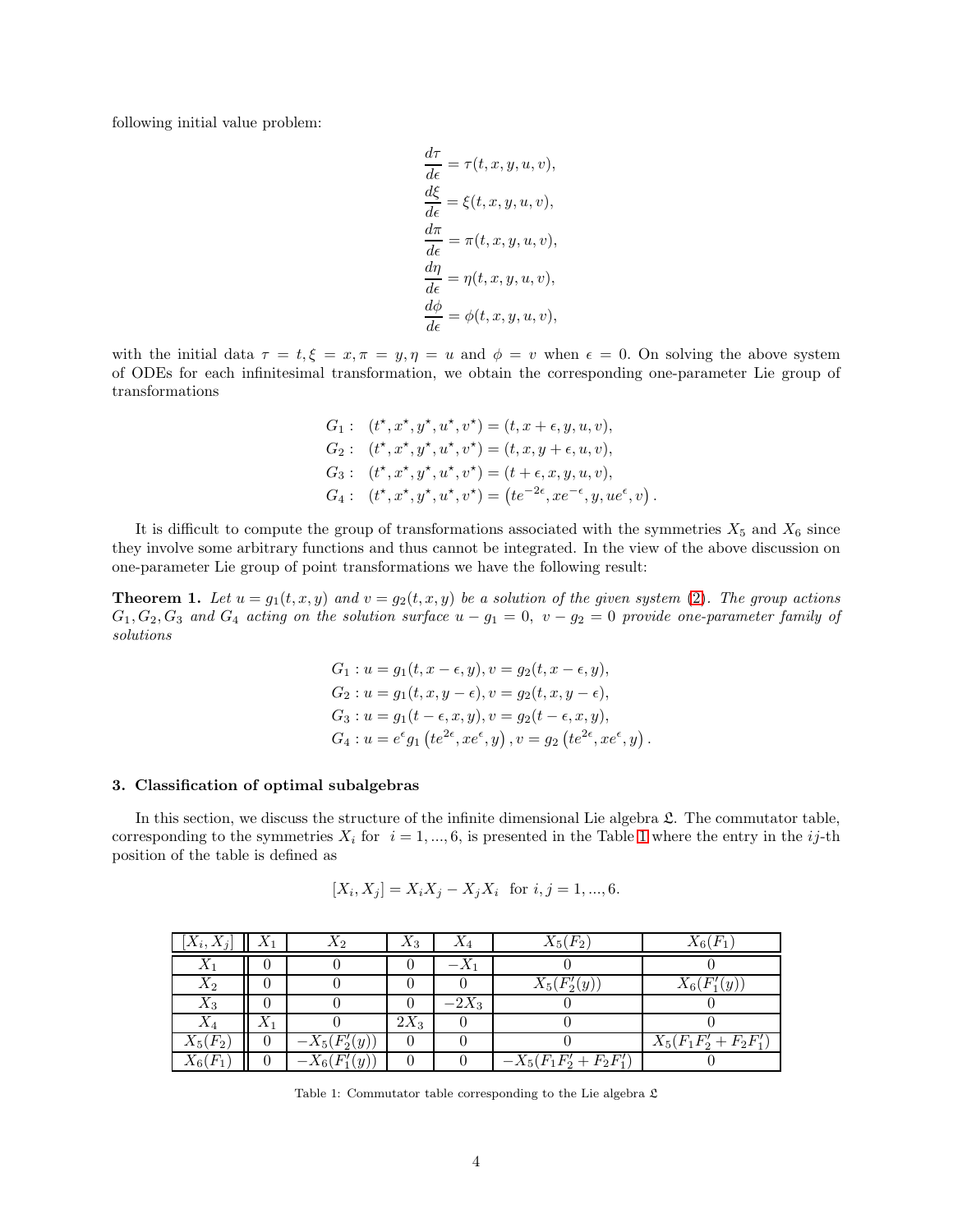following initial value problem:

$$
\begin{aligned}
\frac{d\tau}{d\epsilon} &= \tau(t,x,y,u,v),\\
\frac{d\xi}{d\epsilon} &= \xi(t,x,y,u,v),\\
\frac{d\pi}{d\epsilon} &= \pi(t,x,y,u,v),\\
\frac{d\eta}{d\epsilon} &= \eta(t,x,y,u,v),\\
\frac{d\phi}{d\epsilon} &= \phi(t,x,y,u,v),
\end{aligned}
$$

with the initial data $\tau = t, \xi = x, \pi = y, \eta = u$ and $\phi = v$ when $\epsilon = 0$. On solving the above system of ODEs for each infinitesimal transformation, we obtain the corresponding one-parameter Lie group of transformations

$$
\begin{aligned}
G_1 &: \ (t^\star, x^\star, y^\star, u^\star, v^\star) = (t, x+\epsilon, y, u, v),\\
G_2 &: \ (t^\star, x^\star, y^\star, u^\star, v^\star) = (t, x, y+\epsilon, u, v),\\
G_3 &: \ (t^\star, x^\star, y^\star, u^\star, v^\star) = (t+\epsilon, x, y, u, v),\\
G_4 &: \ (t^\star, x^\star, y^\star, u^\star, v^\star) = \left(te^{-2\epsilon}, xe^{-\epsilon}, y, ue^{\epsilon}, v\right).
\end{aligned}
$$

It is difficult to compute the group of transformations associated with the symmetries $X_5$ and $X_6$ since they involve some arbitrary functions and thus cannot be integrated. In the view of the above discussion on one-parameter Lie group of point transformations we have the following result:

**Theorem 1.** *Let $u = g_1(t,x,y)$ and $v = g_2(t,x,y)$ be a solution of the given system (2). The group actions $G_1, G_2, G_3$ and $G_4$ acting on the solution surface $u - g_1 = 0,\ v - g_2 = 0$ provide one-parameter family of solutions*

$$
\begin{aligned}
G_1 &: u = g_1(t, x-\epsilon, y), v = g_2(t, x-\epsilon, y),\\
G_2 &: u = g_1(t, x, y-\epsilon), v = g_2(t, x, y-\epsilon),\\
G_3 &: u = g_1(t-\epsilon, x, y), v = g_2(t-\epsilon, x, y),\\
G_4 &: u = e^{\epsilon} g_1\left(te^{2\epsilon}, xe^{\epsilon}, y\right), v = g_2\left(te^{2\epsilon}, xe^{\epsilon}, y\right).
\end{aligned}
$$

### 3. Classification of optimal subalgebras

In this section, we discuss the structure of the infinite dimensional Lie algebra $\mathfrak{L}$. The commutator table, corresponding to the symmetries $X_i$ for $i = 1, ..., 6$, is presented in the Table 1 where the entry in the $ij$-th position of the table is defined as

$$
[X_i, X_j] = X_iX_j - X_jX_i \ \text{ for } i,j = 1,...,6.
$$

| $[X_i, X_j]$ | $X_1$ | $X_2$ | $X_3$ | $X_4$ | $X_5(F_2)$ | $X_6(F_1)$ |
|---|---|---|---|---|---|---|
| $X_1$ | 0 | 0 | 0 | $-X_1$ | 0 | 0 |
| $X_2$ | 0 | 0 | 0 | 0 | $X_5(F_2'(y))$ | $X_6(F_1'(y))$ |
| $X_3$ | 0 | 0 | 0 | $-2X_3$ | 0 | 0 |
| $X_4$ | $X_1$ | 0 | $2X_3$ | 0 | 0 | 0 |
| $X_5(F_2)$ | 0 | $-X_5(F_2'(y))$ | 0 | 0 | 0 | $X_5(F_1F_2' + F_2F_1')$ |
| $X_6(F_1)$ | 0 | $-X_6(F_1'(y))$ | 0 | 0 | $-X_5(F_1F_2' + F_2F_1')$ | 0 |

Table 1: Commutator table corresponding to the Lie algebra $\mathfrak{L}$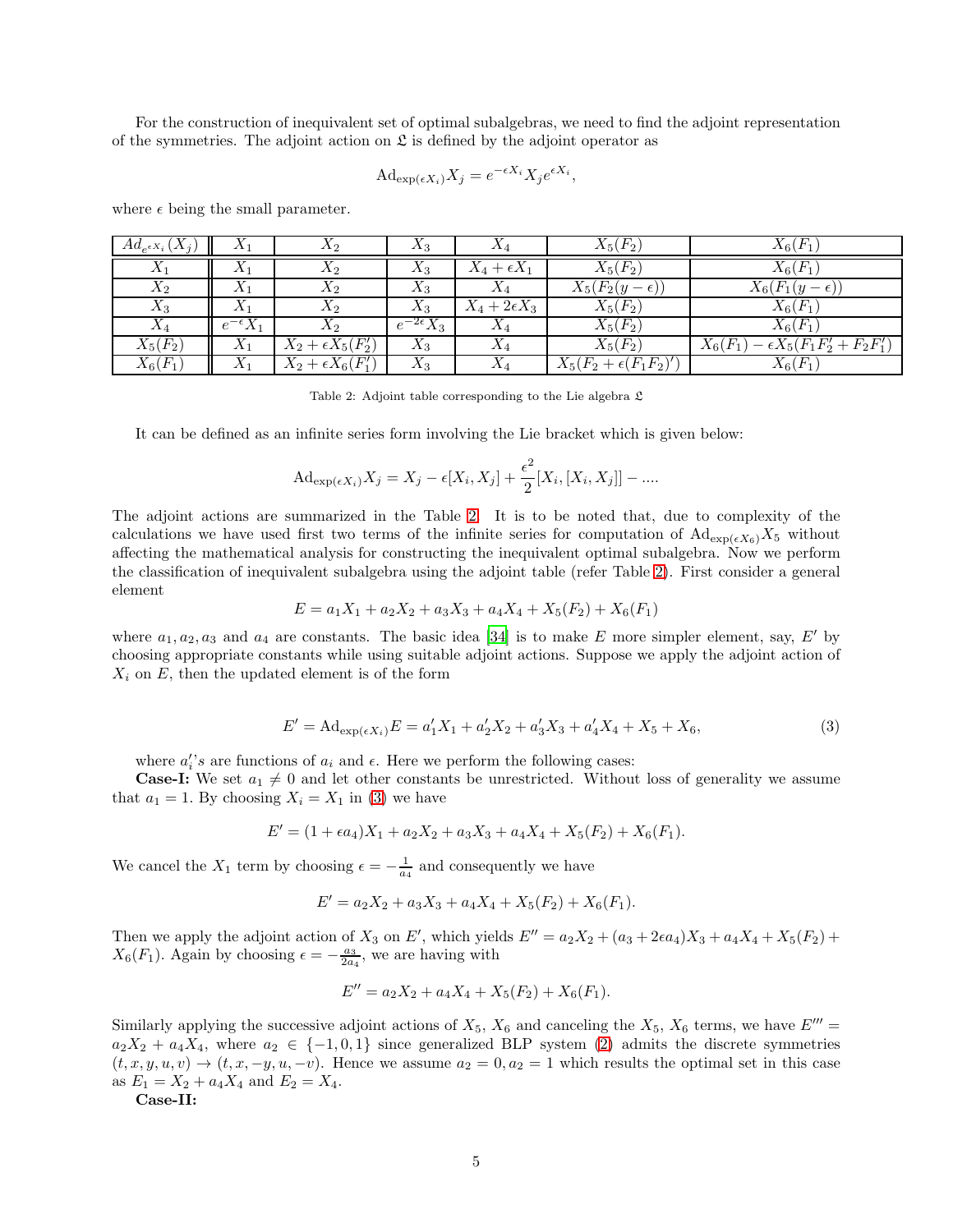For the construction of inequivalent set of optimal subalgebras, we need to find the adjoint representation of the symmetries. The adjoint action on $\mathfrak{L}$ is defined by the adjoint operator as

$$\mathrm{Ad}_{\exp(\epsilon X_i)} X_j = e^{-\epsilon X_i} X_j e^{\epsilon X_i},$$

where $\epsilon$ being the small parameter.

| $Ad_{e^{\epsilon X_i}}(X_j)$ | $X_1$ | $X_2$ | $X_3$ | $X_4$ | $X_5(F_2)$ | $X_6(F_1)$ |
|---|---|---|---|---|---|---|
| $X_1$ | $X_1$ | $X_2$ | $X_3$ | $X_4 + \epsilon X_1$ | $X_5(F_2)$ | $X_6(F_1)$ |
| $X_2$ | $X_1$ | $X_2$ | $X_3$ | $X_4$ | $X_5(F_2(y-\epsilon))$ | $X_6(F_1(y-\epsilon))$ |
| $X_3$ | $X_1$ | $X_2$ | $X_3$ | $X_4 + 2\epsilon X_3$ | $X_5(F_2)$ | $X_6(F_1)$ |
| $X_4$ | $e^{-\epsilon} X_1$ | $X_2$ | $e^{-2\epsilon} X_3$ | $X_4$ | $X_5(F_2)$ | $X_6(F_1)$ |
| $X_5(F_2)$ | $X_1$ | $X_2 + \epsilon X_5(F_2')$ | $X_3$ | $X_4$ | $X_5(F_2)$ | $X_6(F_1) - \epsilon X_5(F_1 F_2' + F_2 F_1')$ |
| $X_6(F_1)$ | $X_1$ | $X_2 + \epsilon X_6(F_1')$ | $X_3$ | $X_4$ | $X_5(F_2 + \epsilon (F_1 F_2)')$ | $X_6(F_1)$ |

Table 2: Adjoint table corresponding to the Lie algebra $\mathfrak{L}$

It can be defined as an infinite series form involving the Lie bracket which is given below:

$$\mathrm{Ad}_{\exp(\epsilon X_i)} X_j = X_j - \epsilon [X_i, X_j] + \frac{\epsilon^2}{2}[X_i, [X_i, X_j]] - ....$$

The adjoint actions are summarized in the Table 2. It is to be noted that, due to complexity of the calculations we have used first two terms of the infinite series for computation of $\mathrm{Ad}_{\exp(\epsilon X_6)} X_5$ without affecting the mathematical analysis for constructing the inequivalent optimal subalgebra. Now we perform the classification of inequivalent subalgebra using the adjoint table (refer Table 2). First consider a general element

$$E = a_1 X_1 + a_2 X_2 + a_3 X_3 + a_4 X_4 + X_5(F_2) + X_6(F_1)$$

where $a_1, a_2, a_3$ and $a_4$ are constants. The basic idea [34] is to make $E$ more simpler element, say, $E'$ by choosing appropriate constants while using suitable adjoint actions. Suppose we apply the adjoint action of $X_i$ on $E$, then the updated element is of the form

$$E' = \mathrm{Ad}_{\exp(\epsilon X_i)} E = a_1' X_1 + a_2' X_2 + a_3' X_3 + a_4' X_4 + X_5 + X_6, \tag{3}$$

where $a_i'$'s are functions of $a_i$ and $\epsilon$. Here we perform the following cases:

**Case-I:** We set $a_1 \neq 0$ and let other constants be unrestricted. Without loss of generality we assume that $a_1 = 1$. By choosing $X_i = X_1$ in (3) we have

$$E' = (1 + \epsilon a_4) X_1 + a_2 X_2 + a_3 X_3 + a_4 X_4 + X_5(F_2) + X_6(F_1).$$

We cancel the $X_1$ term by choosing $\epsilon = -\frac{1}{a_4}$ and consequently we have

$$E' = a_2 X_2 + a_3 X_3 + a_4 X_4 + X_5(F_2) + X_6(F_1).$$

Then we apply the adjoint action of $X_3$ on $E'$, which yields $E'' = a_2 X_2 + (a_3 + 2\epsilon a_4) X_3 + a_4 X_4 + X_5(F_2) + X_6(F_1)$. Again by choosing $\epsilon = -\frac{a_3}{2a_4}$, we are having with

$$E'' = a_2 X_2 + a_4 X_4 + X_5(F_2) + X_6(F_1).$$

Similarly applying the successive adjoint actions of $X_5$, $X_6$ and canceling the $X_5$, $X_6$ terms, we have $E''' = a_2 X_2 + a_4 X_4$, where $a_2 \in \{-1, 0, 1\}$ since generalized BLP system (2) admits the discrete symmetries $(t, x, y, u, v) \to (t, x, -y, u, -v)$. Hence we assume $a_2 = 0, a_2 = 1$ which results the optimal set in this case as $E_1 = X_2 + a_4 X_4$ and $E_2 = X_4$.

**Case-II:**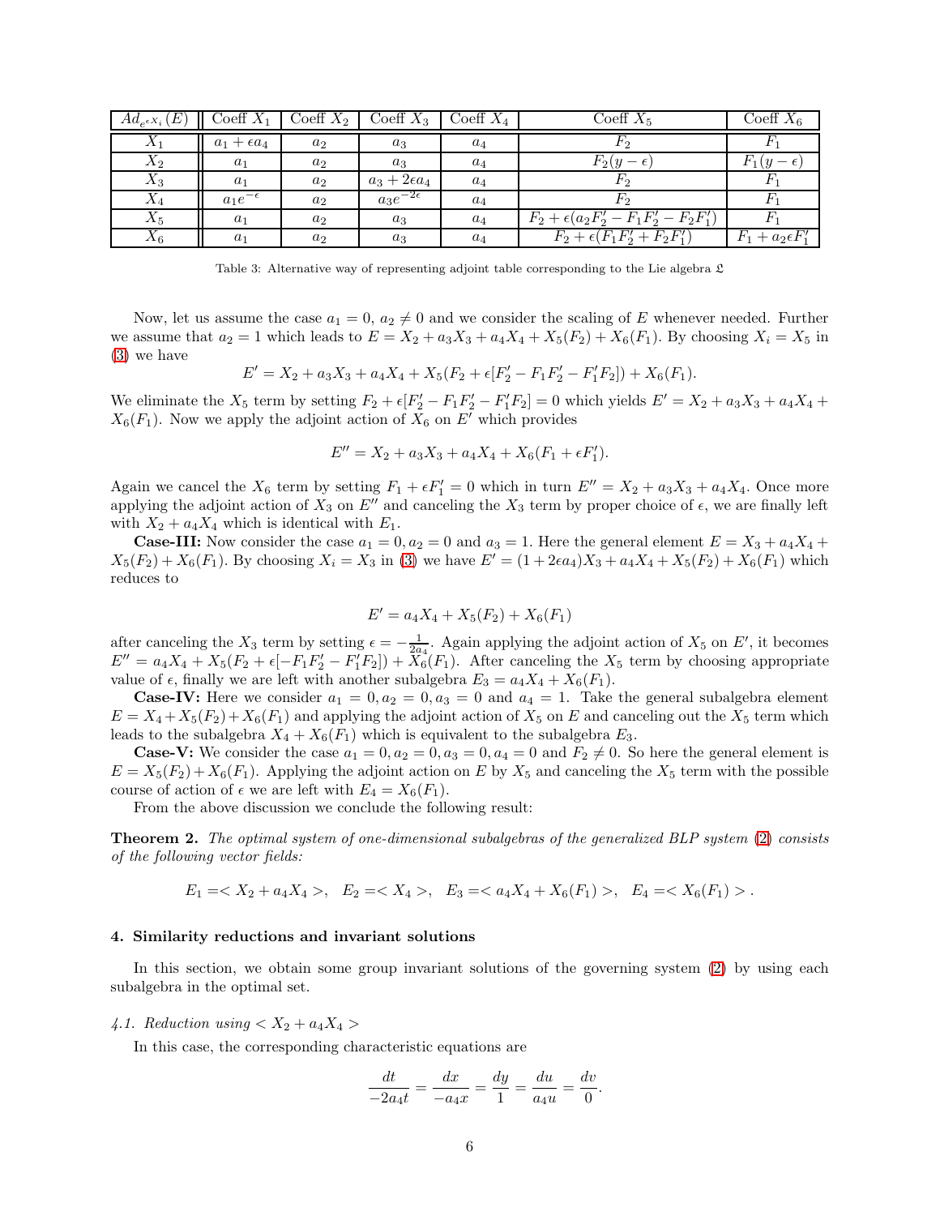| $Ad_{e^{\epsilon X_i}}(E)$ | Coeff $X_1$ | Coeff $X_2$ | Coeff $X_3$ | Coeff $X_4$ | Coeff $X_5$ | Coeff $X_6$ |
|---|---|---|---|---|---|---|
| $X_1$ | $a_1+\epsilon a_4$ | $a_2$ | $a_3$ | $a_4$ | $F_2$ | $F_1$ |
| $X_2$ | $a_1$ | $a_2$ | $a_3$ | $a_4$ | $F_2(y-\epsilon)$ | $F_1(y-\epsilon)$ |
| $X_3$ | $a_1$ | $a_2$ | $a_3+2\epsilon a_4$ | $a_4$ | $F_2$ | $F_1$ |
| $X_4$ | $a_1e^{-\epsilon}$ | $a_2$ | $a_3e^{-2\epsilon}$ | $a_4$ | $F_2$ | $F_1$ |
| $X_5$ | $a_1$ | $a_2$ | $a_3$ | $a_4$ | $F_2+\epsilon(a_2F_2'-F_1F_2'-F_2F_1')$ | $F_1$ |
| $X_6$ | $a_1$ | $a_2$ | $a_3$ | $a_4$ | $F_2+\epsilon(F_1F_2'+F_2F_1')$ | $F_1+a_2\epsilon F_1'$ |

Table 3: Alternative way of representing adjoint table corresponding to the Lie algebra $\mathfrak{L}$

Now, let us assume the case $a_1 = 0$, $a_2 \neq 0$ and we consider the scaling of $E$ whenever needed. Further we assume that $a_2 = 1$ which leads to $E = X_2 + a_3X_3 + a_4X_4 + X_5(F_2) + X_6(F_1)$. By choosing $X_i = X_5$ in (3) we have

$$E' = X_2 + a_3X_3 + a_4X_4 + X_5(F_2 + \epsilon[F_2' - F_1F_2' - F_1'F_2]) + X_6(F_1).$$

We eliminate the $X_5$ term by setting $F_2 + \epsilon[F_2' - F_1F_2' - F_1'F_2] = 0$ which yields $E' = X_2 + a_3X_3 + a_4X_4 + X_6(F_1)$. Now we apply the adjoint action of $X_6$ on $E'$ which provides

$$E'' = X_2 + a_3X_3 + a_4X_4 + X_6(F_1 + \epsilon F_1').$$

Again we cancel the $X_6$ term by setting $F_1 + \epsilon F_1' = 0$ which in turn $E'' = X_2 + a_3X_3 + a_4X_4$. Once more applying the adjoint action of $X_3$ on $E''$ and canceling the $X_3$ term by proper choice of $\epsilon$, we are finally left with $X_2 + a_4X_4$ which is identical with $E_1$.

**Case-III:** Now consider the case $a_1 = 0, a_2 = 0$ and $a_3 = 1$. Here the general element $E = X_3 + a_4X_4 + X_5(F_2) + X_6(F_1)$. By choosing $X_i = X_3$ in (3) we have $E' = (1 + 2\epsilon a_4)X_3 + a_4X_4 + X_5(F_2) + X_6(F_1)$ which reduces to

$$E' = a_4X_4 + X_5(F_2) + X_6(F_1)$$

after canceling the $X_3$ term by setting $\epsilon = -\frac{1}{2a_4}$. Again applying the adjoint action of $X_5$ on $E'$, it becomes $E'' = a_4X_4 + X_5(F_2 + \epsilon[-F_1F_2' - F_1'F_2]) + X_6(F_1)$. After canceling the $X_5$ term by choosing appropriate value of $\epsilon$, finally we are left with another subalgebra $E_3 = a_4X_4 + X_6(F_1)$.

**Case-IV:** Here we consider $a_1 = 0, a_2 = 0, a_3 = 0$ and $a_4 = 1$. Take the general subalgebra element $E = X_4 + X_5(F_2) + X_6(F_1)$ and applying the adjoint action of $X_5$ on $E$ and canceling out the $X_5$ term which leads to the subalgebra $X_4 + X_6(F_1)$ which is equivalent to the subalgebra $E_3$.

**Case-V:** We consider the case $a_1 = 0, a_2 = 0, a_3 = 0, a_4 = 0$ and $F_2 \neq 0$. So here the general element is $E = X_5(F_2) + X_6(F_1)$. Applying the adjoint action on $E$ by $X_5$ and canceling the $X_5$ term with the possible course of action of $\epsilon$ we are left with $E_4 = X_6(F_1)$.

From the above discussion we conclude the following result:

**Theorem 2.** *The optimal system of one-dimensional subalgebras of the generalized BLP system (2) consists of the following vector fields:*

$$E_1 =< X_2 + a_4X_4 >, \quad E_2 =< X_4 >, \quad E_3 =< a_4X_4 + X_6(F_1) >, \quad E_4 =< X_6(F_1) > .$$

## 4. Similarity reductions and invariant solutions

In this section, we obtain some group invariant solutions of the governing system (2) by using each subalgebra in the optimal set.

### *4.1. Reduction using $< X_2 + a_4X_4 >$*

In this case, the corresponding characteristic equations are

$$\frac{dt}{-2a_4t} = \frac{dx}{-a_4x} = \frac{dy}{1} = \frac{du}{a_4u} = \frac{dv}{0}.$$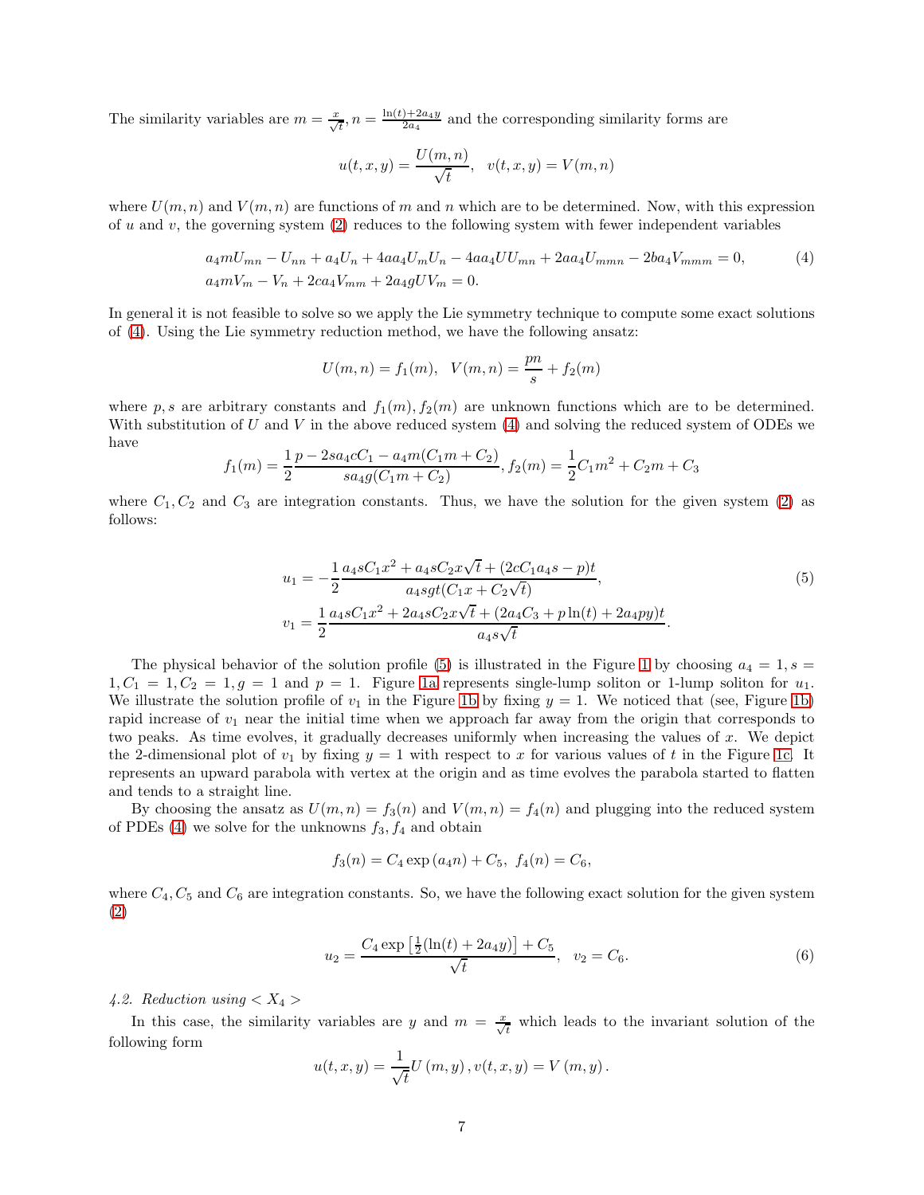The similarity variables are $m = \frac{x}{\sqrt{t}}, n = \frac{\ln(t)+2a_4 y}{2a_4}$ and the corresponding similarity forms are

$$u(t,x,y) = \frac{U(m,n)}{\sqrt{t}}, \quad v(t,x,y) = V(m,n)$$

where $U(m,n)$ and $V(m,n)$ are functions of $m$ and $n$ which are to be determined. Now, with this expression of $u$ and $v$, the governing system (2) reduces to the following system with fewer independent variables

$$\begin{aligned} &a_4 m U_{mn} - U_{nn} + a_4 U_n + 4aa_4 U_m U_n - 4aa_4 U U_{mn} + 2aa_4 U_{mmn} - 2ba_4 V_{mmm} = 0, \\ &a_4 m V_m - V_n + 2ca_4 V_{mm} + 2a_4 g U V_m = 0. \end{aligned} \tag{4}$$

In general it is not feasible to solve so we apply the Lie symmetry technique to compute some exact solutions of (4). Using the Lie symmetry reduction method, we have the following ansatz:

$$U(m,n) = f_1(m), \quad V(m,n) = \frac{pn}{s} + f_2(m)$$

where $p, s$ are arbitrary constants and $f_1(m), f_2(m)$ are unknown functions which are to be determined. With substitution of $U$ and $V$ in the above reduced system (4) and solving the reduced system of ODEs we have

$$f_1(m) = \frac{1}{2}\frac{p - 2sa_4 cC_1 - a_4 m(C_1 m + C_2)}{sa_4 g(C_1 m + C_2)}, f_2(m) = \frac{1}{2}C_1 m^2 + C_2 m + C_3$$

where $C_1, C_2$ and $C_3$ are integration constants. Thus, we have the solution for the given system (2) as follows:

$$\begin{aligned} u_1 &= -\frac{1}{2}\frac{a_4 s C_1 x^2 + a_4 s C_2 x\sqrt{t} + (2cC_1 a_4 s - p)t}{a_4 sgt(C_1 x + C_2\sqrt{t})}, \\ v_1 &= \frac{1}{2}\frac{a_4 s C_1 x^2 + 2a_4 s C_2 x\sqrt{t} + (2a_4 C_3 + p\ln(t) + 2a_4 py)t}{a_4 s\sqrt{t}}. \end{aligned} \tag{5}$$

The physical behavior of the solution profile (5) is illustrated in the Figure 1 by choosing $a_4 = 1, s = 1, C_1 = 1, C_2 = 1, g = 1$ and $p = 1$. Figure 1a represents single-lump soliton or 1-lump soliton for $u_1$. We illustrate the solution profile of $v_1$ in the Figure 1b by fixing $y = 1$. We noticed that (see, Figure 1b) rapid increase of $v_1$ near the initial time when we approach far away from the origin that corresponds to two peaks. As time evolves, it gradually decreases uniformly when increasing the values of $x$. We depict the 2-dimensional plot of $v_1$ by fixing $y = 1$ with respect to $x$ for various values of $t$ in the Figure 1c. It represents an upward parabola with vertex at the origin and as time evolves the parabola started to flatten and tends to a straight line.

By choosing the ansatz as $U(m,n) = f_3(n)$ and $V(m,n) = f_4(n)$ and plugging into the reduced system of PDEs (4) we solve for the unknowns $f_3, f_4$ and obtain

$$f_3(n) = C_4 \exp(a_4 n) + C_5, \ f_4(n) = C_6,$$

where $C_4, C_5$ and $C_6$ are integration constants. So, we have the following exact solution for the given system (2)

$$u_2 = \frac{C_4 \exp\left[\frac{1}{2}(\ln(t) + 2a_4 y)\right] + C_5}{\sqrt{t}}, \quad v_2 = C_6. \tag{6}$$

*4.2. Reduction using $< X_4 >$*

In this case, the similarity variables are $y$ and $m = \frac{x}{\sqrt{t}}$ which leads to the invariant solution of the following form

$$u(t,x,y) = \frac{1}{\sqrt{t}}U(m,y), v(t,x,y) = V(m,y).$$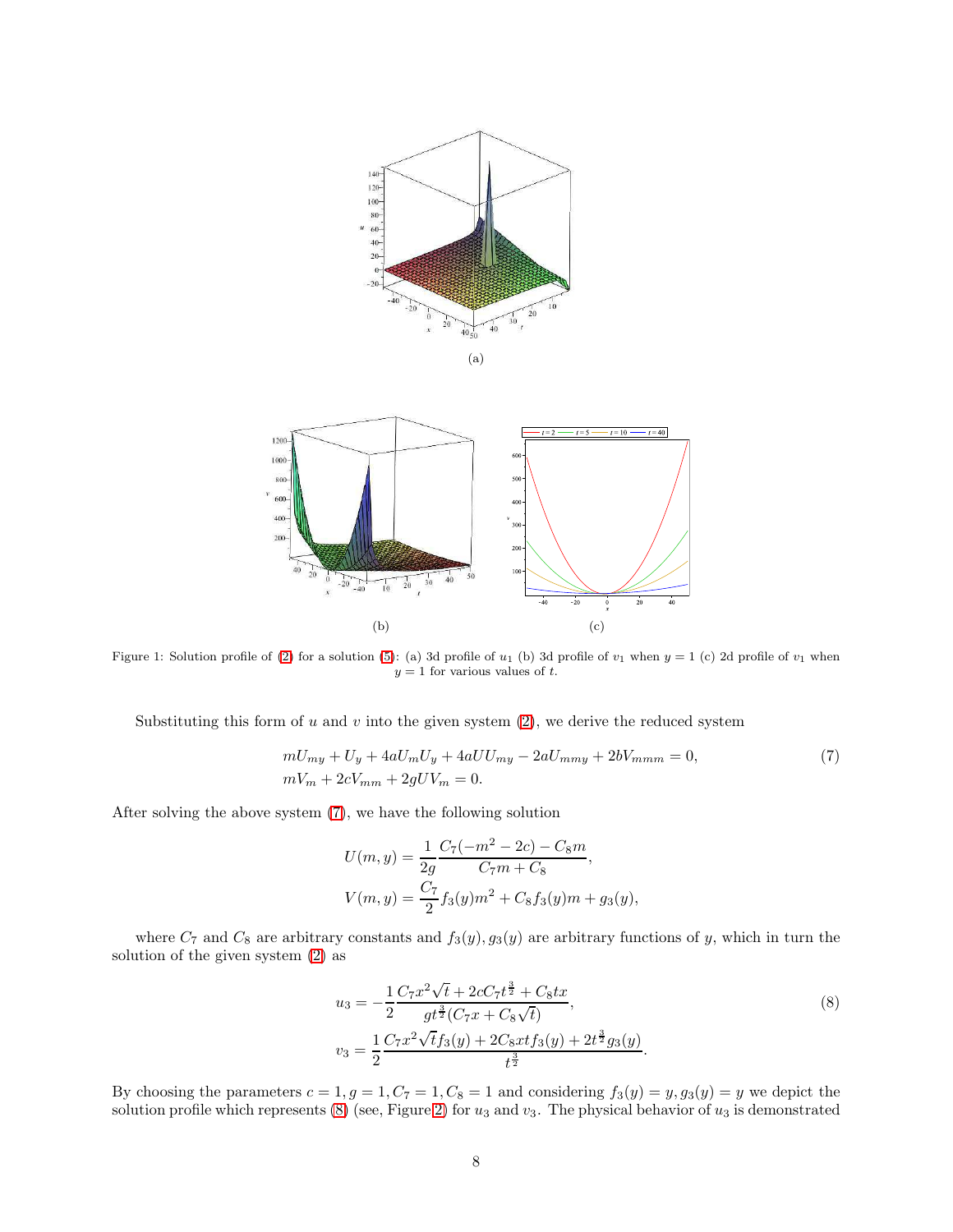(a)

(b)

(c)

Figure 1: Solution profile of (2) for a solution (5): (a) 3d profile of $u_1$ (b) 3d profile of $v_1$ when $y = 1$ (c) 2d profile of $v_1$ when $y = 1$ for various values of $t$.

Substituting this form of $u$ and $v$ into the given system (2), we derive the reduced system

$$
\begin{aligned}
&mU_{my} + U_y + 4aU_mU_y + 4aUU_{my} - 2aU_{mmy} + 2bV_{mmm} = 0, \\
&mV_m + 2cV_{mm} + 2gUV_m = 0.
\end{aligned} \tag{7}
$$

After solving the above system (7), we have the following solution

$$
\begin{aligned}
U(m, y) &= \frac{1}{2g}\frac{C_7(-m^2 - 2c) - C_8 m}{C_7 m + C_8}, \\
V(m, y) &= \frac{C_7}{2} f_3(y)m^2 + C_8 f_3(y)m + g_3(y),
\end{aligned}
$$

where $C_7$ and $C_8$ are arbitrary constants and $f_3(y), g_3(y)$ are arbitrary functions of $y$, which in turn the solution of the given system (2) as

$$
\begin{aligned}
u_3 &= -\frac{1}{2}\frac{C_7 x^2\sqrt{t} + 2cC_7 t^{\frac{3}{2}} + C_8 tx}{g t^{\frac{3}{2}}(C_7 x + C_8\sqrt{t})}, \\
v_3 &= \frac{1}{2}\frac{C_7 x^2\sqrt{t} f_3(y) + 2C_8 xt f_3(y) + 2t^{\frac{3}{2}} g_3(y)}{t^{\frac{3}{2}}}.
\end{aligned} \tag{8}
$$

By choosing the parameters $c = 1, g = 1, C_7 = 1, C_8 = 1$ and considering $f_3(y) = y, g_3(y) = y$ we depict the solution profile which represents (8) (see, Figure 2) for $u_3$ and $v_3$. The physical behavior of $u_3$ is demonstrated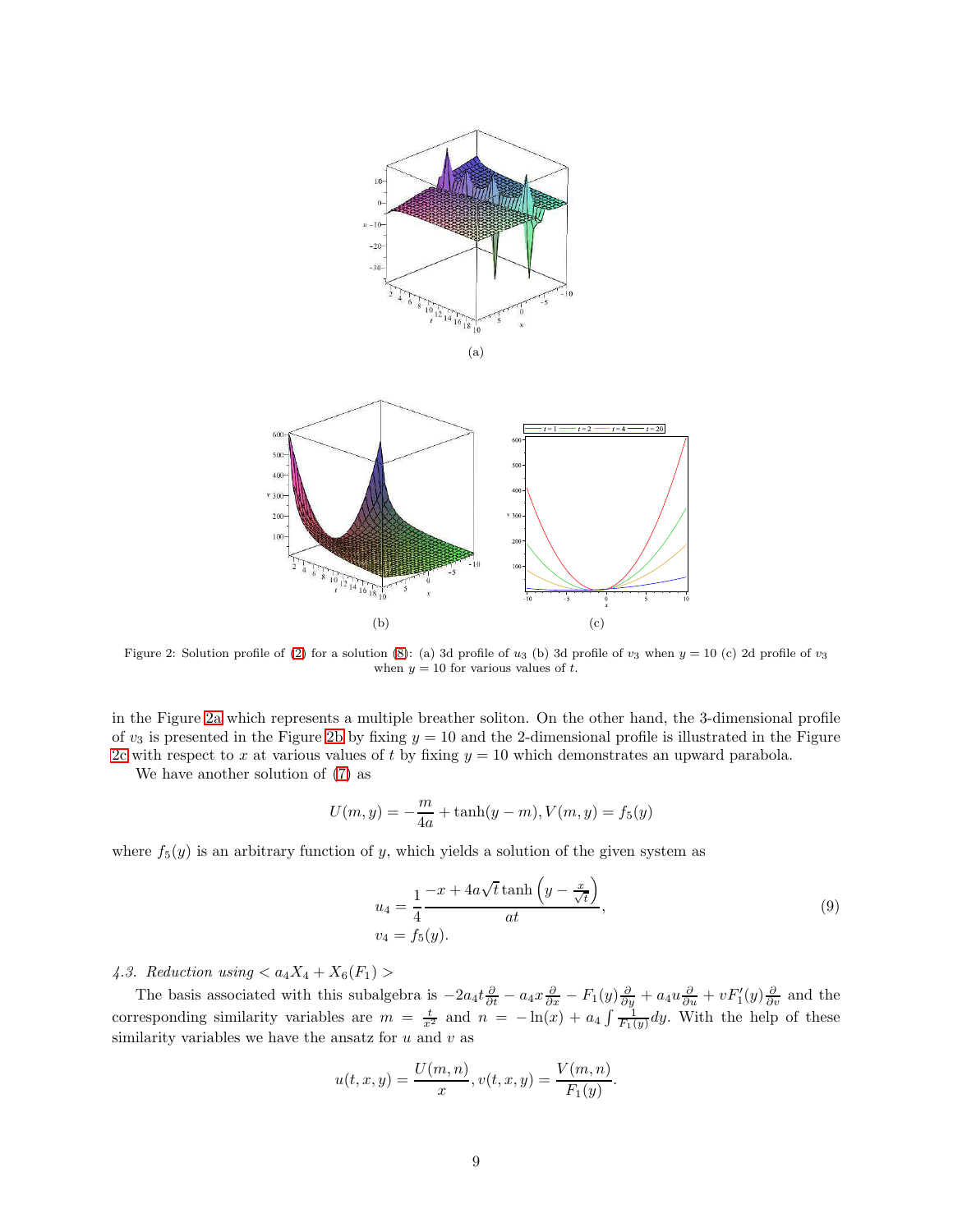Figure 2: Solution profile of (2) for a solution (8): (a) 3d profile of $u_3$ (b) 3d profile of $v_3$ when $y = 10$ (c) 2d profile of $v_3$ when $y = 10$ for various values of $t$.

in the Figure 2a which represents a multiple breather soliton. On the other hand, the 3-dimensional profile of $v_3$ is presented in the Figure 2b by fixing $y = 10$ and the 2-dimensional profile is illustrated in the Figure 2c with respect to $x$ at various values of $t$ by fixing $y = 10$ which demonstrates an upward parabola.

We have another solution of (7) as

$$U(m, y) = -\frac{m}{4a} + \tanh(y - m), V(m, y) = f_5(y)$$

where $f_5(y)$ is an arbitrary function of $y$, which yields a solution of the given system as

$$\begin{aligned} u_4 &= \frac{1}{4}\frac{-x + 4a\sqrt{t}\tanh\left(y - \frac{x}{\sqrt{t}}\right)}{at}, \\ v_4 &= f_5(y). \end{aligned} \tag{9}$$

*4.3. Reduction using $< a_4X_4 + X_6(F_1) >$*

The basis associated with this subalgebra is $-2a_4t\frac{\partial}{\partial t} - a_4x\frac{\partial}{\partial x} - F_1(y)\frac{\partial}{\partial y} + a_4u\frac{\partial}{\partial u} + vF_1'(y)\frac{\partial}{\partial v}$ and the corresponding similarity variables are $m = \frac{t}{x^2}$ and $n = -\ln(x) + a_4\int\frac{1}{F_1(y)}dy$. With the help of these similarity variables we have the ansatz for $u$ and $v$ as

$$u(t, x, y) = \frac{U(m, n)}{x}, v(t, x, y) = \frac{V(m, n)}{F_1(y)}.$$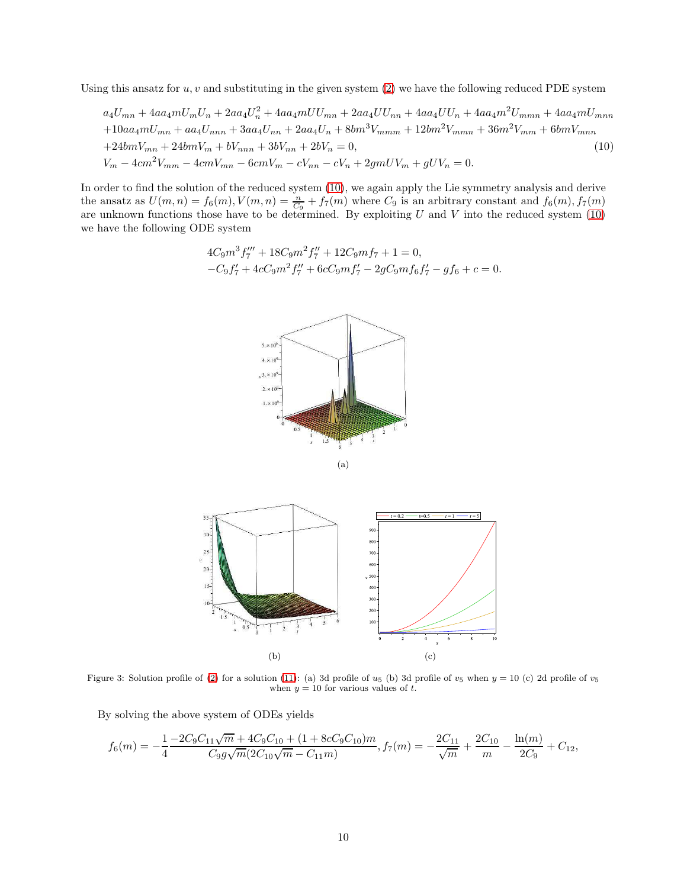Using this ansatz for $u, v$ and substituting in the given system (2) we have the following reduced PDE system

$$
\begin{aligned}
&a_4U_{mn} + 4aa_4mU_mU_n + 2aa_4U_n^2 + 4aa_4mUU_{mn} + 2aa_4UU_{nn} + 4aa_4UU_n + 4aa_4m^2U_{mmn} + 4aa_4mU_{mnn} \\
&+10aa_4mU_{mn} + aa_4U_{nnn} + 3aa_4U_{nn} + 2aa_4U_n + 8bm^3V_{mmm} + 12bm^2V_{mmn} + 36m^2V_{mm} + 6bmV_{mnn} \\
&+24bmV_{mn} + 24bmV_m + bV_{nnn} + 3bV_{nn} + 2bV_n = 0, \\
&V_m - 4cm^2V_{mm} - 4cmV_{mn} - 6cmV_m - cV_{nn} - cV_n + 2gmUV_m + gUV_n = 0.
\end{aligned} \tag{10}
$$

In order to find the solution of the reduced system (10), we again apply the Lie symmetry analysis and derive the ansatz as $U(m,n) = f_6(m), V(m,n) = \frac{n}{C_9} + f_7(m)$ where $C_9$ is an arbitrary constant and $f_6(m), f_7(m)$ are unknown functions those have to be determined. By exploiting $U$ and $V$ into the reduced system (10) we have the following ODE system

$$
\begin{aligned}
&4C_9m^3f_7''' + 18C_9m^2f_7'' + 12C_9mf_7 + 1 = 0, \\
&-C_9f_7' + 4cC_9m^2f_7'' + 6cC_9mf_7' - 2gC_9mf_6f_7' - gf_6 + c = 0.
\end{aligned}
$$

(a)

(b) (c)

Figure 3: Solution profile of (2) for a solution (11): (a) 3d profile of $u_5$ (b) 3d profile of $v_5$ when $y = 10$ (c) 2d profile of $v_5$ when $y = 10$ for various values of $t$.

By solving the above system of ODEs yields

$$
f_6(m) = -\frac{1}{4}\frac{-2C_9C_{11}\sqrt{m} + 4C_9C_{10} + (1 + 8cC_9C_{10})m}{C_9g\sqrt{m}(2C_{10}\sqrt{m} - C_{11}m)}, f_7(m) = -\frac{2C_{11}}{\sqrt{m}} + \frac{2C_{10}}{m} - \frac{\ln(m)}{2C_9} + C_{12},
$$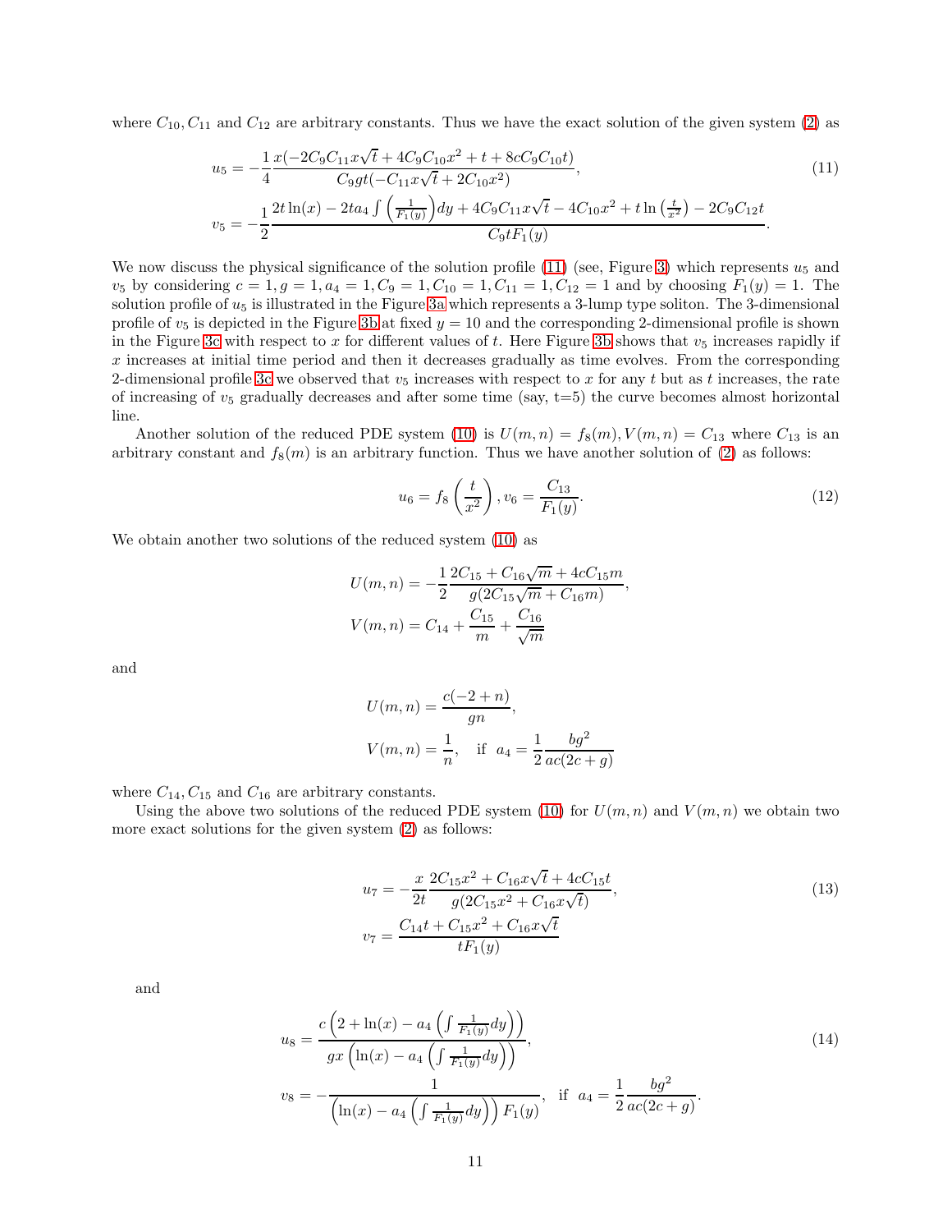where $C_{10}, C_{11}$ and $C_{12}$ are arbitrary constants. Thus we have the exact solution of the given system (2) as

$$
\begin{aligned}
u_5 &= -\frac{1}{4}\frac{x(-2C_9C_{11}x\sqrt{t} + 4C_9C_{10}x^2 + t + 8cC_9C_{10}t)}{C_9gt(-C_{11}x\sqrt{t} + 2C_{10}x^2)}, \\
v_5 &= -\frac{1}{2}\frac{2t\ln(x) - 2ta_4\int\left(\frac{1}{F_1(y)}\right)dy + 4C_9C_{11}x\sqrt{t} - 4C_{10}x^2 + t\ln\left(\frac{t}{x^2}\right) - 2C_9C_{12}t}{C_9tF_1(y)}.
\end{aligned}
\tag{11}
$$

We now discuss the physical significance of the solution profile (11) (see, Figure 3) which represents $u_5$ and $v_5$ by considering $c = 1, g = 1, a_4 = 1, C_9 = 1, C_{10} = 1, C_{11} = 1, C_{12} = 1$ and by choosing $F_1(y) = 1$. The solution profile of $u_5$ is illustrated in the Figure 3a which represents a 3-lump type soliton. The 3-dimensional profile of $v_5$ is depicted in the Figure 3b at fixed $y = 10$ and the corresponding 2-dimensional profile is shown in the Figure 3c with respect to $x$ for different values of $t$. Here Figure 3b shows that $v_5$ increases rapidly if $x$ increases at initial time period and then it decreases gradually as time evolves. From the corresponding 2-dimensional profile 3c we observed that $v_5$ increases with respect to $x$ for any $t$ but as $t$ increases, the rate of increasing of $v_5$ gradually decreases and after some time (say, t=5) the curve becomes almost horizontal line.

Another solution of the reduced PDE system (10) is $U(m, n) = f_8(m), V(m, n) = C_{13}$ where $C_{13}$ is an arbitrary constant and $f_8(m)$ is an arbitrary function. Thus we have another solution of (2) as follows:

$$
u_6 = f_8\left(\frac{t}{x^2}\right), v_6 = \frac{C_{13}}{F_1(y)}.
\tag{12}
$$

We obtain another two solutions of the reduced system (10) as

$$
\begin{aligned}
U(m, n) &= -\frac{1}{2}\frac{2C_{15} + C_{16}\sqrt{m} + 4cC_{15}m}{g(2C_{15}\sqrt{m} + C_{16}m)}, \\
V(m, n) &= C_{14} + \frac{C_{15}}{m} + \frac{C_{16}}{\sqrt{m}}
\end{aligned}
$$

and

$$
\begin{aligned}
U(m, n) &= \frac{c(-2 + n)}{gn}, \\
V(m, n) &= \frac{1}{n}, \quad \text{if} \;\; a_4 = \frac{1}{2}\frac{bg^2}{ac(2c + g)}
\end{aligned}
$$

where $C_{14}, C_{15}$ and $C_{16}$ are arbitrary constants.

Using the above two solutions of the reduced PDE system (10) for $U(m, n)$ and $V(m, n)$ we obtain two more exact solutions for the given system (2) as follows:

$$
\begin{aligned}
u_7 &= -\frac{x}{2t}\frac{2C_{15}x^2 + C_{16}x\sqrt{t} + 4cC_{15}t}{g(2C_{15}x^2 + C_{16}x\sqrt{t})}, \\
v_7 &= \frac{C_{14}t + C_{15}x^2 + C_{16}x\sqrt{t}}{tF_1(y)}
\end{aligned}
\tag{13}
$$

and

$$
\begin{aligned}
u_8 &= \frac{c\left(2 + \ln(x) - a_4\left(\int\frac{1}{F_1(y)}dy\right)\right)}{gx\left(\ln(x) - a_4\left(\int\frac{1}{F_1(y)}dy\right)\right)}, \\
v_8 &= -\frac{1}{\left(\ln(x) - a_4\left(\int\frac{1}{F_1(y)}dy\right)\right)F_1(y)}, \quad \text{if} \;\; a_4 = \frac{1}{2}\frac{bg^2}{ac(2c + g)}.
\end{aligned}
\tag{14}
$$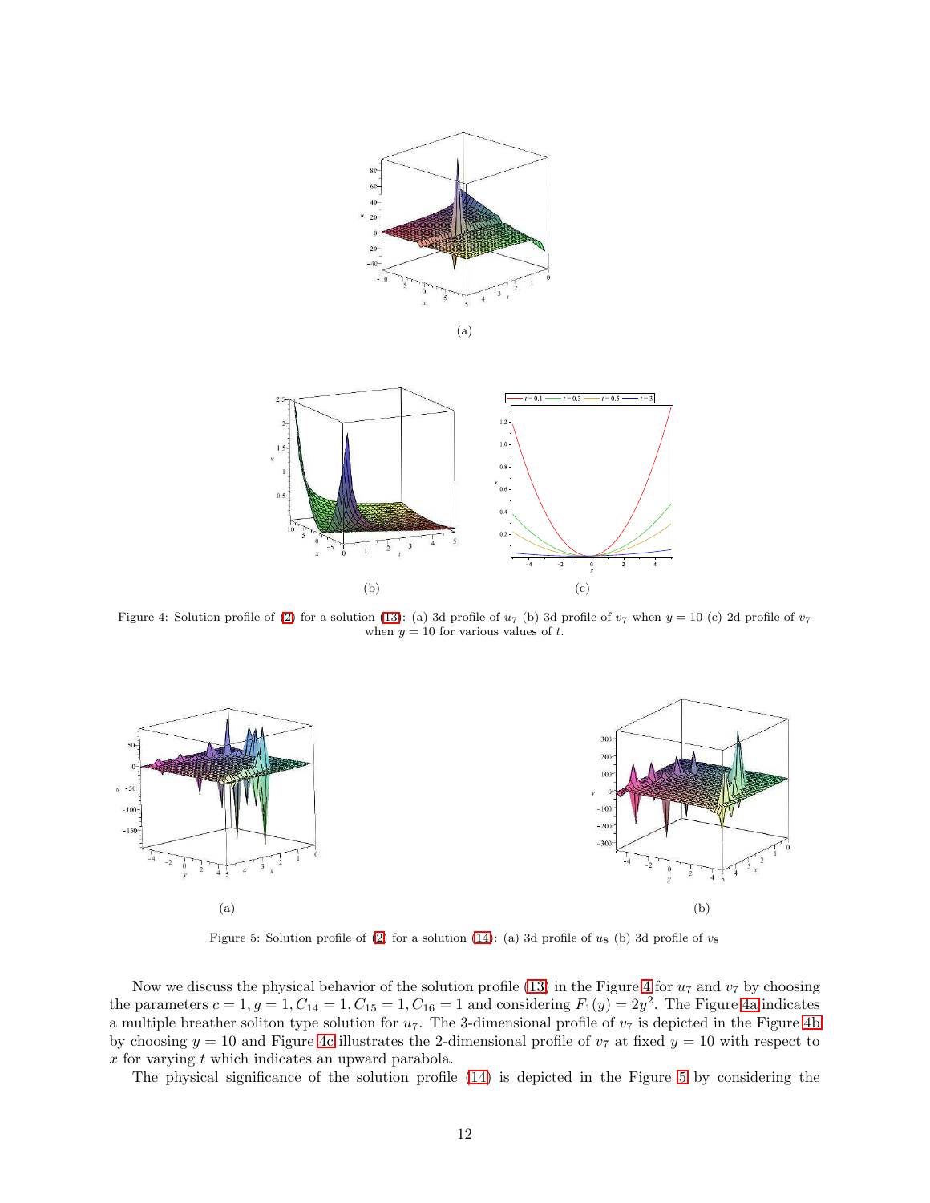(a)

(b)

(c)

Figure 4: Solution profile of (2) for a solution (13): (a) 3d profile of $u_7$ (b) 3d profile of $v_7$ when $y = 10$ (c) 2d profile of $v_7$ when $y = 10$ for various values of $t$.

(a)

(b)

Figure 5: Solution profile of (2) for a solution (14): (a) 3d profile of $u_8$ (b) 3d profile of $v_8$

Now we discuss the physical behavior of the solution profile (13) in the Figure 4 for $u_7$ and $v_7$ by choosing the parameters $c = 1, g = 1, C_{14} = 1, C_{15} = 1, C_{16} = 1$ and considering $F_1(y) = 2y^2$. The Figure 4a indicates a multiple breather soliton type solution for $u_7$. The 3-dimensional profile of $v_7$ is depicted in the Figure 4b by choosing $y = 10$ and Figure 4c illustrates the 2-dimensional profile of $v_7$ at fixed $y = 10$ with respect to $x$ for varying $t$ which indicates an upward parabola.

The physical significance of the solution profile (14) is depicted in the Figure 5 by considering the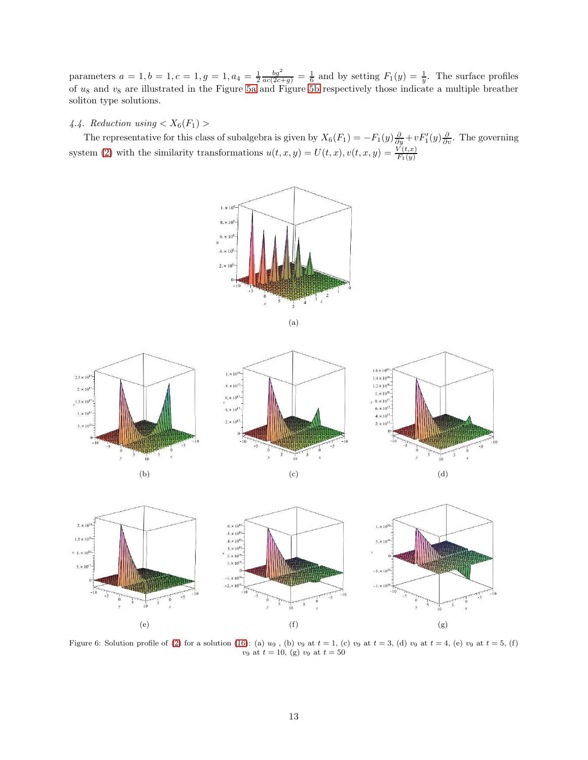parameters $a = 1, b = 1, c = 1, g = 1, a_4 = \frac{1}{2}\frac{bg^2}{ac(2c+g)} = \frac{1}{6}$ and by setting $F_1(y) = \frac{1}{y}$. The surface profiles of $u_8$ and $v_8$ are illustrated in the Figure 5a and Figure 5b respectively those indicate a multiple breather soliton type solutions.

### 4.4. Reduction using $< X_6(F_1) >$

The representative for this class of subalgebra is given by $X_6(F_1) = -F_1(y)\frac{\partial}{\partial y} + vF_1'(y)\frac{\partial}{\partial v}$. The governing system (2) with the similarity transformations $u(t,x,y) = U(t,x), v(t,x,y) = \frac{V(t,x)}{F_1(y)}$

Figure 6: Solution profile of (2) for a solution (16): (a) $u_9$ , (b) $v_9$ at $t = 1$, (c) $v_9$ at $t = 3$, (d) $v_9$ at $t = 4$, (e) $v_9$ at $t = 5$, (f) $v_9$ at $t = 10$, (g) $v_9$ at $t = 50$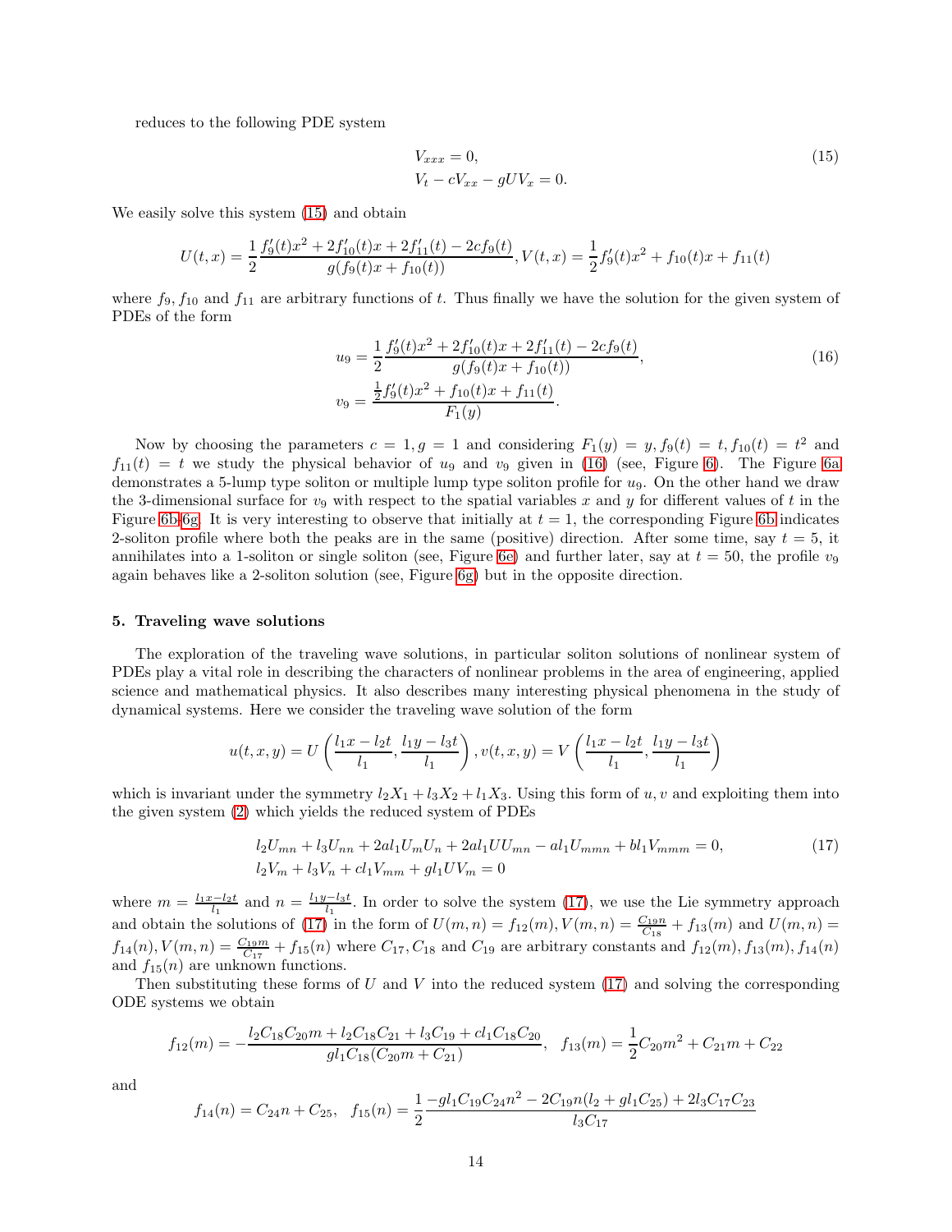reduces to the following PDE system

$$
\begin{aligned}
&V_{xxx} = 0, \\
&V_t - cV_{xx} - gUV_x = 0.
\end{aligned} \tag{15}
$$

We easily solve this system (15) and obtain

$$
U(t,x) = \frac{1}{2}\frac{f_9'(t)x^2 + 2f_{10}'(t)x + 2f_{11}'(t) - 2cf_9(t)}{g(f_9(t)x + f_{10}(t))}, V(t,x) = \frac{1}{2}f_9'(t)x^2 + f_{10}(t)x + f_{11}(t)
$$

where $f_9, f_{10}$ and $f_{11}$ are arbitrary functions of $t$. Thus finally we have the solution for the given system of PDEs of the form

$$
\begin{aligned}
u_9 &= \frac{1}{2}\frac{f_9'(t)x^2 + 2f_{10}'(t)x + 2f_{11}'(t) - 2cf_9(t)}{g(f_9(t)x + f_{10}(t))}, \\
v_9 &= \frac{\frac{1}{2}f_9'(t)x^2 + f_{10}(t)x + f_{11}(t)}{F_1(y)}.
\end{aligned} \tag{16}
$$

Now by choosing the parameters $c = 1, g = 1$ and considering $F_1(y) = y, f_9(t) = t, f_{10}(t) = t^2$ and $f_{11}(t) = t$ we study the physical behavior of $u_9$ and $v_9$ given in (16) (see, Figure 6). The Figure 6a demonstrates a 5-lump type soliton or multiple lump type soliton profile for $u_9$. On the other hand we draw the 3-dimensional surface for $v_9$ with respect to the spatial variables $x$ and $y$ for different values of $t$ in the Figure 6b-6g. It is very interesting to observe that initially at $t = 1$, the corresponding Figure 6b indicates 2-soliton profile where both the peaks are in the same (positive) direction. After some time, say $t = 5$, it annihilates into a 1-soliton or single soliton (see, Figure 6e) and further later, say at $t = 50$, the profile $v_9$ again behaves like a 2-soliton solution (see, Figure 6g) but in the opposite direction.

## 5. Traveling wave solutions

The exploration of the traveling wave solutions, in particular soliton solutions of nonlinear system of PDEs play a vital role in describing the characters of nonlinear problems in the area of engineering, applied science and mathematical physics. It also describes many interesting physical phenomena in the study of dynamical systems. Here we consider the traveling wave solution of the form

$$
u(t,x,y) = U\left(\frac{l_1x - l_2t}{l_1}, \frac{l_1y - l_3t}{l_1}\right), v(t,x,y) = V\left(\frac{l_1x - l_2t}{l_1}, \frac{l_1y - l_3t}{l_1}\right)
$$

which is invariant under the symmetry $l_2X_1 + l_3X_2 + l_1X_3$. Using this form of $u, v$ and exploiting them into the given system (2) which yields the reduced system of PDEs

$$
\begin{aligned}
&l_2U_{mn} + l_3U_{nn} + 2al_1U_mU_n + 2al_1UU_{mn} - al_1U_{mmn} + bl_1V_{mmm} = 0, \\
&l_2V_m + l_3V_n + cl_1V_{mm} + gl_1UV_m = 0
\end{aligned} \tag{17}
$$

where $m = \frac{l_1x - l_2t}{l_1}$ and $n = \frac{l_1y - l_3t}{l_1}$. In order to solve the system (17), we use the Lie symmetry approach and obtain the solutions of (17) in the form of $U(m,n) = f_{12}(m), V(m,n) = \frac{C_{19}n}{C_{18}} + f_{13}(m)$ and $U(m,n) = f_{14}(n), V(m,n) = \frac{C_{19}m}{C_{17}} + f_{15}(n)$ where $C_{17}, C_{18}$ and $C_{19}$ are arbitrary constants and $f_{12}(m), f_{13}(m), f_{14}(n)$ and $f_{15}(n)$ are unknown functions.

Then substituting these forms of $U$ and $V$ into the reduced system (17) and solving the corresponding ODE systems we obtain

$$
f_{12}(m) = -\frac{l_2C_{18}C_{20}m + l_2C_{18}C_{21} + l_3C_{19} + cl_1C_{18}C_{20}}{gl_1C_{18}(C_{20}m + C_{21})}, \quad f_{13}(m) = \frac{1}{2}C_{20}m^2 + C_{21}m + C_{22}
$$

and

$$
f_{14}(n) = C_{24}n + C_{25}, \quad f_{15}(n) = \frac{1}{2}\frac{-gl_1C_{19}C_{24}n^2 - 2C_{19}n(l_2 + gl_1C_{25}) + 2l_3C_{17}C_{23}}{l_3C_{17}}
$$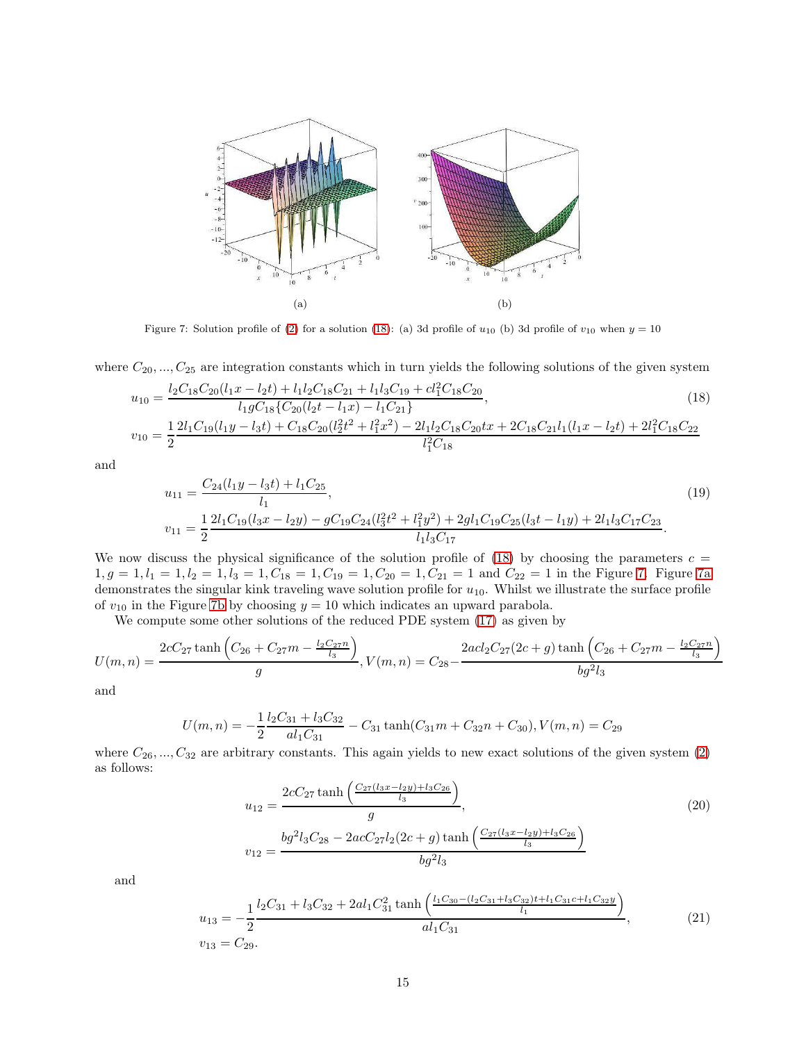(a) (b)

Figure 7: Solution profile of (2) for a solution (18): (a) 3d profile of $u_{10}$ (b) 3d profile of $v_{10}$ when $y = 10$

where $C_{20}, ..., C_{25}$ are integration constants which in turn yields the following solutions of the given system

$$
\begin{aligned}
u_{10} &= \frac{l_2 C_{18} C_{20}(l_1 x - l_2 t) + l_1 l_2 C_{18} C_{21} + l_1 l_3 C_{19} + c l_1^2 C_{18} C_{20}}{l_1 g C_{18}\{C_{20}(l_2 t - l_1 x) - l_1 C_{21}\}}, \\
v_{10} &= \frac{1}{2} \frac{2 l_1 C_{19}(l_1 y - l_3 t) + C_{18} C_{20}(l_2^2 t^2 + l_1^2 x^2) - 2 l_1 l_2 C_{18} C_{20} t x + 2 C_{18} C_{21} l_1 (l_1 x - l_2 t) + 2 l_1^2 C_{18} C_{22}}{l_1^2 C_{18}}
\end{aligned} \tag{18}
$$

and

$$
\begin{aligned}
u_{11} &= \frac{C_{24}(l_1 y - l_3 t) + l_1 C_{25}}{l_1}, \\
v_{11} &= \frac{1}{2} \frac{2 l_1 C_{19}(l_3 x - l_2 y) - g C_{19} C_{24}(l_3^2 t^2 + l_1^2 y^2) + 2 g l_1 C_{19} C_{25}(l_3 t - l_1 y) + 2 l_1 l_3 C_{17} C_{23}}{l_1 l_3 C_{17}}.
\end{aligned} \tag{19}
$$

We now discuss the physical significance of the solution profile of (18) by choosing the parameters $c = 1, g = 1, l_1 = 1, l_2 = 1, l_3 = 1, C_{18} = 1, C_{19} = 1, C_{20} = 1, C_{21} = 1$ and $C_{22} = 1$ in the Figure 7. Figure 7a demonstrates the singular kink traveling wave solution profile for $u_{10}$. Whilst we illustrate the surface profile of $v_{10}$ in the Figure 7b by choosing $y = 10$ which indicates an upward parabola.

We compute some other solutions of the reduced PDE system (17) as given by

$$
U(m,n) = \frac{2 c C_{27} \tanh\left(C_{26} + C_{27} m - \frac{l_2 C_{27} n}{l_3}\right)}{g}, V(m,n) = C_{28} - \frac{2 a c l_2 C_{27}(2c + g) \tanh\left(C_{26} + C_{27} m - \frac{l_2 C_{27} n}{l_3}\right)}{b g^2 l_3}
$$

and

$$
U(m,n) = -\frac{1}{2} \frac{l_2 C_{31} + l_3 C_{32}}{a l_1 C_{31}} - C_{31} \tanh(C_{31} m + C_{32} n + C_{30}), V(m,n) = C_{29}
$$

where $C_{26}, ..., C_{32}$ are arbitrary constants. This again yields to new exact solutions of the given system (2) as follows:

$$
\begin{aligned}
u_{12} &= \frac{2 c C_{27} \tanh\left(\frac{C_{27}(l_3 x - l_2 y) + l_3 C_{26}}{l_3}\right)}{g}, \\
v_{12} &= \frac{b g^2 l_3 C_{28} - 2 a c C_{27} l_2 (2c + g) \tanh\left(\frac{C_{27}(l_3 x - l_2 y) + l_3 C_{26}}{l_3}\right)}{b g^2 l_3}
\end{aligned} \tag{20}
$$

and

$$
\begin{aligned}
u_{13} &= -\frac{1}{2} \frac{l_2 C_{31} + l_3 C_{32} + 2 a l_1 C_{31}^2 \tanh\left(\frac{l_1 C_{30} - (l_2 C_{31} + l_3 C_{32}) t + l_1 C_{31} c + l_1 C_{32} y}{l_1}\right)}{a l_1 C_{31}}, \\
v_{13} &= C_{29}.
\end{aligned} \tag{21}
$$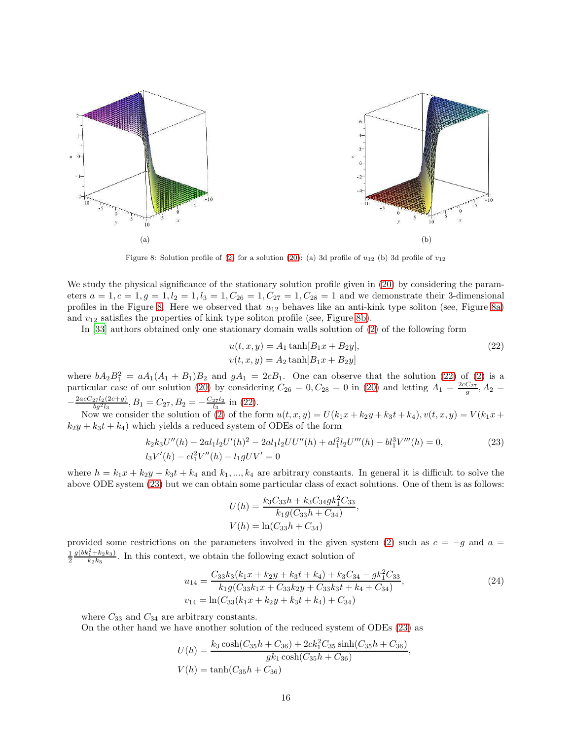(a) (b)

Figure 8: Solution profile of (2) for a solution (20): (a) 3d profile of $u_{12}$ (b) 3d profile of $v_{12}$

We study the physical significance of the stationary solution profile given in (20) by considering the parameters $a = 1, c = 1, g = 1, l_2 = 1, l_3 = 1, C_{26} = 1, C_{27} = 1, C_{28} = 1$ and we demonstrate their 3-dimensional profiles in the Figure 8. Here we observed that $u_{12}$ behaves like an anti-kink type soliton (see, Figure 8a) and $v_{12}$ satisfies the properties of kink type soliton profile (see, Figure 8b).

In [33] authors obtained only one stationary domain walls solution of (2) of the following form

$$
\begin{aligned}
u(t, x, y) &= A_1 \tanh[B_1 x + B_2 y], \\
v(t, x, y) &= A_2 \tanh[B_1 x + B_2 y]
\end{aligned}
\tag{22}
$$

where $bA_2B_1^2 = aA_1(A_1 + B_1)B_2$ and $gA_1 = 2cB_1$. One can observe that the solution (22) of (2) is a particular case of our solution (20) by considering $C_{26} = 0, C_{28} = 0$ in (20) and letting $A_1 = \frac{2cC_{27}}{g}, A_2 = -\frac{2acC_{27}l_2(2c+g)}{bg^2l_3}, B_1 = C_{27}, B_2 = -\frac{C_{27}l_2}{l_3}$ in (22).

Now we consider the solution of (2) of the form $u(t, x, y) = U(k_1x + k_2y + k_3t + k_4), v(t, x, y) = V(k_1x + k_2y + k_3t + k_4)$ which yields a reduced system of ODEs of the form

$$
\begin{aligned}
&k_2k_3U''(h) - 2al_1l_2U'(h)^2 - 2al_1l_2UU''(h) + al_1^2l_2U'''(h) - bl_1^3V'''(h) = 0, \\
&l_3V'(h) - cl_1^2V''(h) - l_1gUV' = 0
\end{aligned}
\tag{23}
$$

where $h = k_1x + k_2y + k_3t + k_4$ and $k_1, ..., k_4$ are arbitrary constants. In general it is difficult to solve the above ODE system (23) but we can obtain some particular class of exact solutions. One of them is as follows:

$$
\begin{aligned}
U(h) &= \frac{k_3C_{33}h + k_3C_{34}gk_1^2C_{33}}{k_1g(C_{33}h + C_{34})}, \\
V(h) &= \ln(C_{33}h + C_{34})
\end{aligned}
$$

provided some restrictions on the parameters involved in the given system (2) such as $c = -g$ and $a = \frac{1}{2}\frac{g(bk_1^2+k_2k_3)}{k_2k_3}$. In this context, we obtain the following exact solution of

$$
\begin{aligned}
u_{14} &= \frac{C_{33}k_3(k_1x + k_2y + k_3t + k_4) + k_3C_{34} - gk_1^2C_{33}}{k_1g(C_{33}k_1x + C_{33}k_2y + C_{33}k_3t + k_4 + C_{34})}, \\
v_{14} &= \ln(C_{33}(k_1x + k_2y + k_3t + k_4) + C_{34})
\end{aligned}
\tag{24}
$$

where $C_{33}$ and $C_{34}$ are arbitrary constants.

On the other hand we have another solution of the reduced system of ODEs (23) as

$$
\begin{aligned}
U(h) &= \frac{k_3\cosh(C_{35}h + C_{36}) + 2ck_1^2C_{35}\sinh(C_{35}h + C_{36})}{gk_1\cosh(C_{35}h + C_{36})}, \\
V(h) &= \tanh(C_{35}h + C_{36})
\end{aligned}
$$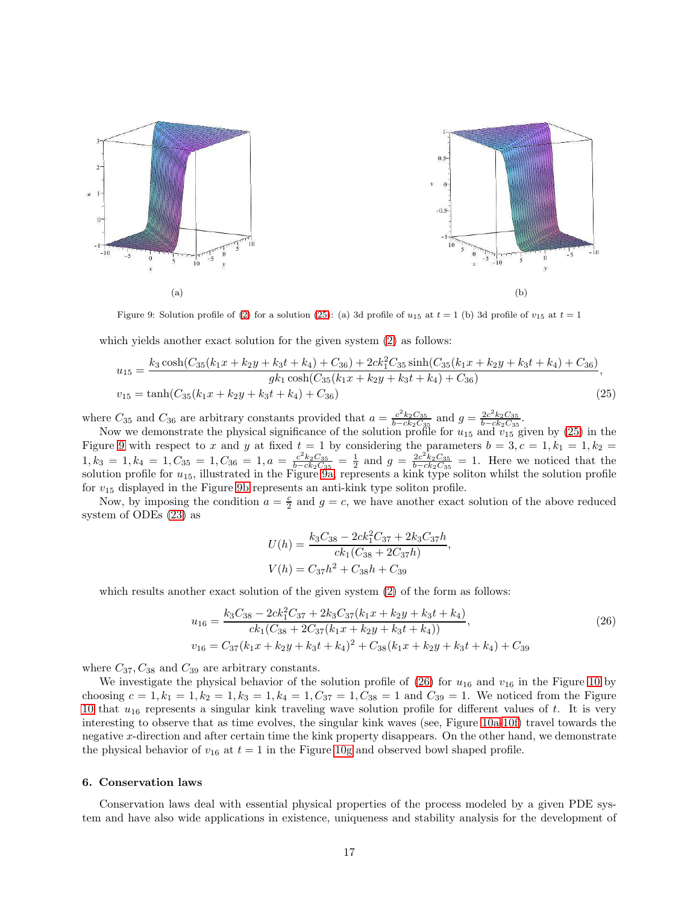(a)

(b)

Figure 9: Solution profile of (2) for a solution (25): (a) 3d profile of $u_{15}$ at $t = 1$ (b) 3d profile of $v_{15}$ at $t = 1$

which yields another exact solution for the given system (2) as follows:

$$
\begin{aligned}
u_{15} &= \frac{k_3 \cosh(C_{35}(k_1 x + k_2 y + k_3 t + k_4) + C_{36}) + 2ck_1^2 C_{35} \sinh(C_{35}(k_1 x + k_2 y + k_3 t + k_4) + C_{36})}{gk_1 \cosh(C_{35}(k_1 x + k_2 y + k_3 t + k_4) + C_{36})}, \\
v_{15} &= \tanh(C_{35}(k_1 x + k_2 y + k_3 t + k_4) + C_{36})
\end{aligned} \tag{25}
$$

where $C_{35}$ and $C_{36}$ are arbitrary constants provided that $a = \frac{c^2 k_2 C_{35}}{b - ck_2 C_{35}}$ and $g = \frac{2c^2 k_2 C_{35}}{b - ck_2 C_{35}}$.

Now we demonstrate the physical significance of the solution profile for $u_{15}$ and $v_{15}$ given by (25) in the Figure 9 with respect to $x$ and $y$ at fixed $t = 1$ by considering the parameters $b = 3, c = 1, k_1 = 1, k_2 = 1, k_3 = 1, k_4 = 1, C_{35} = 1, C_{36} = 1, a = \frac{c^2 k_2 C_{35}}{b - ck_2 C_{35}} = \frac{1}{2}$ and $g = \frac{2c^2 k_2 C_{35}}{b - ck_2 C_{35}} = 1$. Here we noticed that the solution profile for $u_{15}$, illustrated in the Figure 9a, represents a kink type soliton whilst the solution profile for $v_{15}$ displayed in the Figure 9b represents an anti-kink type soliton profile.

Now, by imposing the condition $a = \frac{c}{2}$ and $g = c$, we have another exact solution of the above reduced system of ODEs (23) as

$$
\begin{aligned}
U(h) &= \frac{k_3 C_{38} - 2ck_1^2 C_{37} + 2k_3 C_{37} h}{ck_1(C_{38} + 2C_{37} h)}, \\
V(h) &= C_{37} h^2 + C_{38} h + C_{39}
\end{aligned}
$$

which results another exact solution of the given system (2) of the form as follows:

$$
\begin{aligned}
u_{16} &= \frac{k_3 C_{38} - 2ck_1^2 C_{37} + 2k_3 C_{37}(k_1 x + k_2 y + k_3 t + k_4)}{ck_1(C_{38} + 2C_{37}(k_1 x + k_2 y + k_3 t + k_4))}, \\
v_{16} &= C_{37}(k_1 x + k_2 y + k_3 t + k_4)^2 + C_{38}(k_1 x + k_2 y + k_3 t + k_4) + C_{39}
\end{aligned} \tag{26}
$$

where $C_{37}, C_{38}$ and $C_{39}$ are arbitrary constants.

We investigate the physical behavior of the solution profile of (26) for $u_{16}$ and $v_{16}$ in the Figure 10 by choosing $c = 1, k_1 = 1, k_2 = 1, k_3 = 1, k_4 = 1, C_{37} = 1, C_{38} = 1$ and $C_{39} = 1$. We noticed from the Figure 10 that $u_{16}$ represents a singular kink traveling wave solution profile for different values of $t$. It is very interesting to observe that as time evolves, the singular kink waves (see, Figure 10a-10f) travel towards the negative $x$-direction and after certain time the kink property disappears. On the other hand, we demonstrate the physical behavior of $v_{16}$ at $t = 1$ in the Figure 10g and observed bowl shaped profile.

## 6. Conservation laws

Conservation laws deal with essential physical properties of the process modeled by a given PDE system and have also wide applications in existence, uniqueness and stability analysis for the development of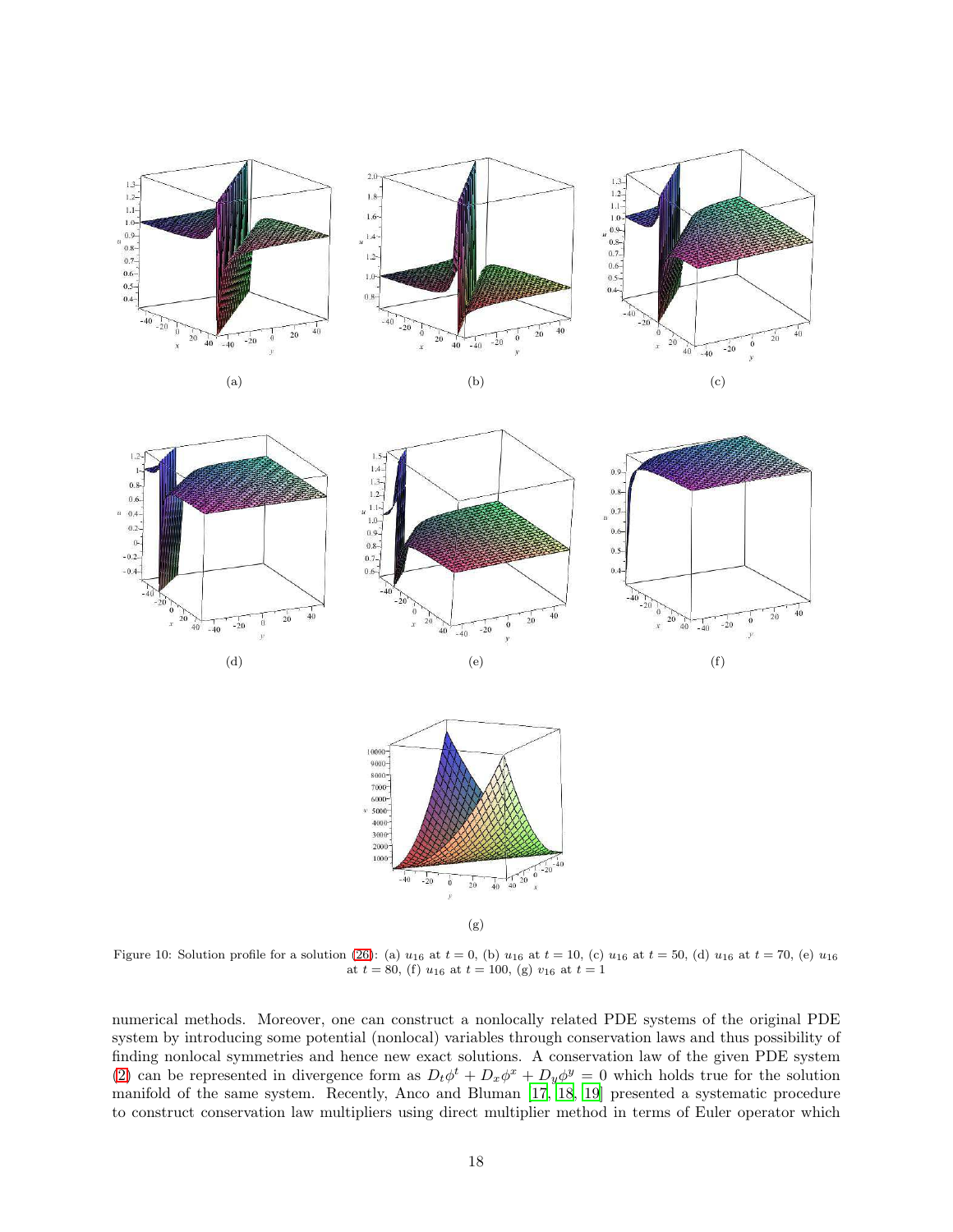(a)

(b)

(c)

(d)

(e)

(f)

(g)

Figure 10: Solution profile for a solution (26): (a) $u_{16}$ at $t = 0$, (b) $u_{16}$ at $t = 10$, (c) $u_{16}$ at $t = 50$, (d) $u_{16}$ at $t = 70$, (e) $u_{16}$ at $t = 80$, (f) $u_{16}$ at $t = 100$, (g) $v_{16}$ at $t = 1$

numerical methods. Moreover, one can construct a nonlocally related PDE systems of the original PDE system by introducing some potential (nonlocal) variables through conservation laws and thus possibility of finding nonlocal symmetries and hence new exact solutions. A conservation law of the given PDE system (2) can be represented in divergence form as $D_t\phi^t + D_x\phi^x + D_y\phi^y = 0$ which holds true for the solution manifold of the same system. Recently, Anco and Bluman [17, 18, 19] presented a systematic procedure to construct conservation law multipliers using direct multiplier method in terms of Euler operator which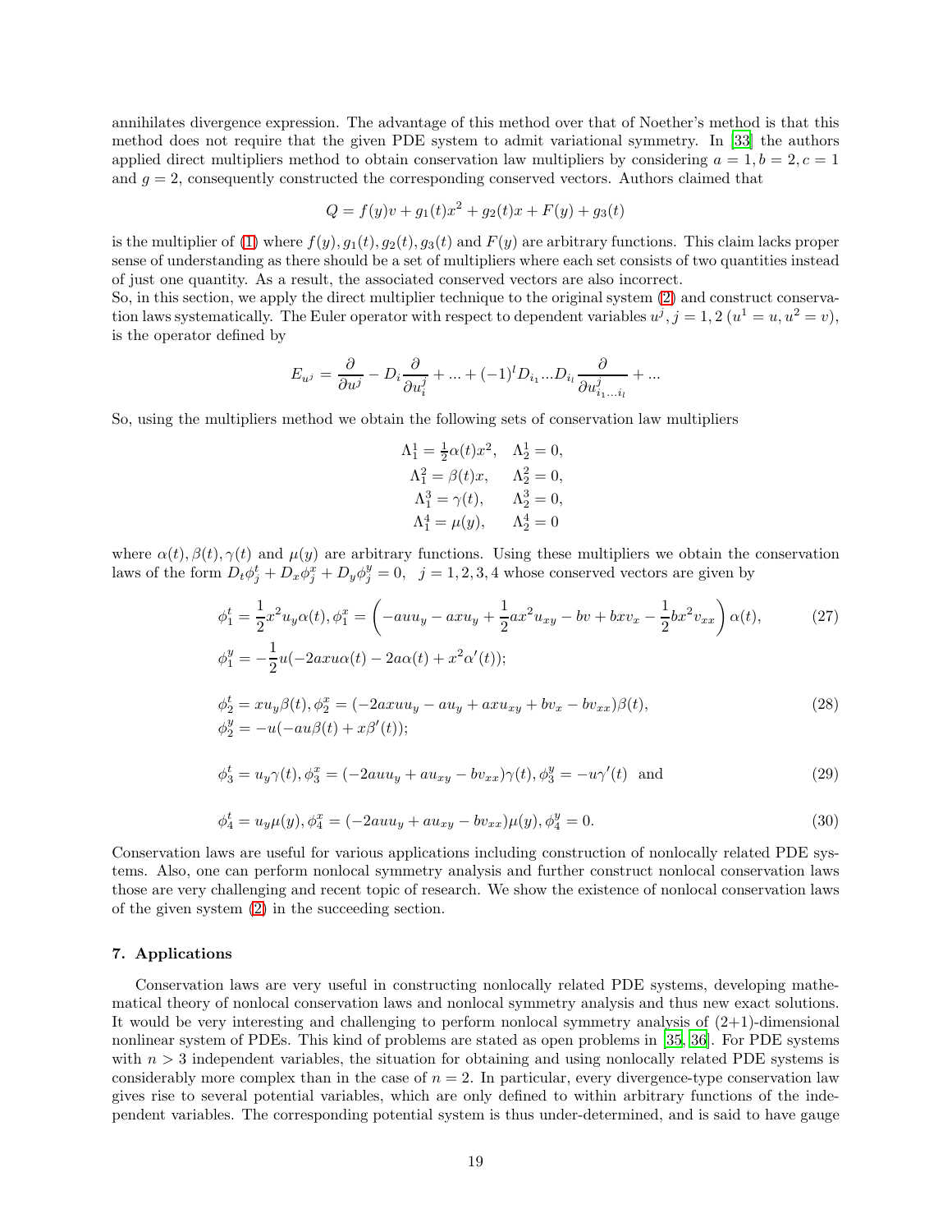annihilates divergence expression. The advantage of this method over that of Noether's method is that this method does not require that the given PDE system to admit variational symmetry. In [33] the authors applied direct multipliers method to obtain conservation law multipliers by considering $a = 1, b = 2, c = 1$ and $g = 2$, consequently constructed the corresponding conserved vectors. Authors claimed that

$$Q = f(y)v + g_1(t)x^2 + g_2(t)x + F(y) + g_3(t)$$

is the multiplier of (1) where $f(y), g_1(t), g_2(t), g_3(t)$ and $F(y)$ are arbitrary functions. This claim lacks proper sense of understanding as there should be a set of multipliers where each set consists of two quantities instead of just one quantity. As a result, the associated conserved vectors are also incorrect.
So, in this section, we apply the direct multiplier technique to the original system (2) and construct conservation laws systematically. The Euler operator with respect to dependent variables $u^j, j = 1, 2$ ($u^1 = u, u^2 = v$), is the operator defined by

$$E_{u^j} = \frac{\partial}{\partial u^j} - D_i \frac{\partial}{\partial u_i^j} + ... + (-1)^l D_{i_1} ... D_{i_l} \frac{\partial}{\partial u_{i_1 ... i_l}^j} + ...$$

So, using the multipliers method we obtain the following sets of conservation law multipliers

$$\begin{aligned}
\Lambda_1^1 &= \tfrac{1}{2}\alpha(t)x^2, \quad \Lambda_2^1 = 0,\\
\Lambda_1^2 &= \beta(t)x, \quad \Lambda_2^2 = 0,\\
\Lambda_1^3 &= \gamma(t), \quad \Lambda_2^3 = 0,\\
\Lambda_1^4 &= \mu(y), \quad \Lambda_2^4 = 0
\end{aligned}$$

where $\alpha(t), \beta(t), \gamma(t)$ and $\mu(y)$ are arbitrary functions. Using these multipliers we obtain the conservation laws of the form $D_t\phi_j^t + D_x\phi_j^x + D_y\phi_j^y = 0, \quad j = 1, 2, 3, 4$ whose conserved vectors are given by

$$\begin{aligned}
&\phi_1^t = \frac{1}{2}x^2 u_y \alpha(t), \phi_1^x = \left(-auu_y - axu_y + \frac{1}{2}ax^2 u_{xy} - bv + bxv_x - \frac{1}{2}bx^2 v_{xx}\right)\alpha(t), \\
&\phi_1^y = -\frac{1}{2}u(-2axu\alpha(t) - 2a\alpha(t) + x^2\alpha'(t));
\end{aligned} \tag{27}$$

$$\begin{aligned}
&\phi_2^t = xu_y\beta(t), \phi_2^x = (-2axuu_y - au_y + axu_{xy} + bv_x - bv_{xx})\beta(t), \\
&\phi_2^y = -u(-au\beta(t) + x\beta'(t));
\end{aligned} \tag{28}$$

$$\phi_3^t = u_y\gamma(t), \phi_3^x = (-2auu_y + au_{xy} - bv_{xx})\gamma(t), \phi_3^y = -u\gamma'(t) \text{ and} \tag{29}$$

$$\phi_4^t = u_y\mu(y), \phi_4^x = (-2auu_y + au_{xy} - bv_{xx})\mu(y), \phi_4^y = 0. \tag{30}$$

Conservation laws are useful for various applications including construction of nonlocally related PDE systems. Also, one can perform nonlocal symmetry analysis and further construct nonlocal conservation laws those are very challenging and recent topic of research. We show the existence of nonlocal conservation laws of the given system (2) in the succeeding section.

## 7. Applications

Conservation laws are very useful in constructing nonlocally related PDE systems, developing mathematical theory of nonlocal conservation laws and nonlocal symmetry analysis and thus new exact solutions. It would be very interesting and challenging to perform nonlocal symmetry analysis of (2+1)-dimensional nonlinear system of PDEs. This kind of problems are stated as open problems in [35, 36]. For PDE systems with $n > 3$ independent variables, the situation for obtaining and using nonlocally related PDE systems is considerably more complex than in the case of $n = 2$. In particular, every divergence-type conservation law gives rise to several potential variables, which are only defined to within arbitrary functions of the independent variables. The corresponding potential system is thus under-determined, and is said to have gauge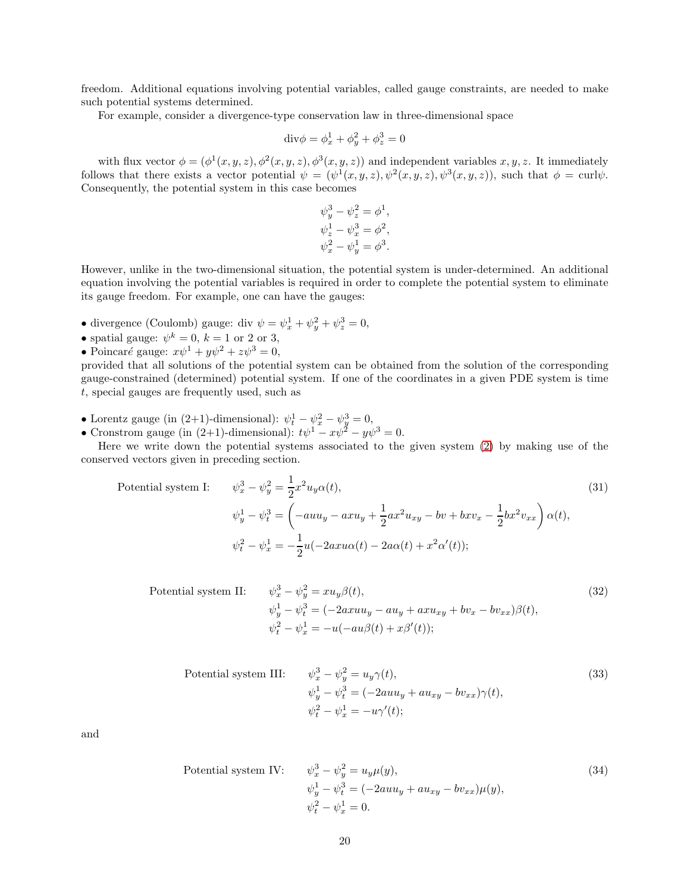freedom. Additional equations involving potential variables, called gauge constraints, are needed to make such potential systems determined.

For example, consider a divergence-type conservation law in three-dimensional space

$$\text{div}\phi = \phi^1_x + \phi^2_y + \phi^3_z = 0$$

with flux vector $\phi = (\phi^1(x,y,z), \phi^2(x,y,z), \phi^3(x,y,z))$ and independent variables $x, y, z$. It immediately follows that there exists a vector potential $\psi = (\psi^1(x,y,z), \psi^2(x,y,z), \psi^3(x,y,z))$, such that $\phi = \text{curl}\psi$. Consequently, the potential system in this case becomes

$$\begin{aligned}
\psi^3_y - \psi^2_z &= \phi^1,\\
\psi^1_z - \psi^3_x &= \phi^2,\\
\psi^2_x - \psi^1_y &= \phi^3.
\end{aligned}$$

However, unlike in the two-dimensional situation, the potential system is under-determined. An additional equation involving the potential variables is required in order to complete the potential system to eliminate its gauge freedom. For example, one can have the gauges:

- divergence (Coulomb) gauge: div $\psi = \psi^1_x + \psi^2_y + \psi^3_z = 0$,
- spatial gauge: $\psi^k = 0$, $k = 1$ or 2 or 3,
- Poincaré gauge: $x\psi^1 + y\psi^2 + z\psi^3 = 0$,

provided that all solutions of the potential system can be obtained from the solution of the corresponding gauge-constrained (determined) potential system. If one of the coordinates in a given PDE system is time $t$, special gauges are frequently used, such as

- Lorentz gauge (in (2+1)-dimensional): $\psi^1_t - \psi^2_x - \psi^3_y = 0$,
- Cronstrom gauge (in (2+1)-dimensional): $t\psi^1 - x\psi^2 - y\psi^3 = 0$.

Here we write down the potential systems associated to the given system (2) by making use of the conserved vectors given in preceding section.

Potential system I:
$$\begin{aligned}
\psi^3_x - \psi^2_y &= \frac{1}{2}x^2 u_y \alpha(t),\\
\psi^1_y - \psi^3_t &= \left(-auu_y - axu_y + \frac{1}{2}ax^2u_{xy} - bv + bxv_x - \frac{1}{2}bx^2v_{xx}\right)\alpha(t),\\
\psi^2_t - \psi^1_x &= -\frac{1}{2}u(-2axu\alpha(t) - 2a\alpha(t) + x^2\alpha'(t));
\end{aligned} \tag{31}$$

Potential system II:
$$\begin{aligned}
\psi^3_x - \psi^2_y &= xu_y\beta(t),\\
\psi^1_y - \psi^3_t &= (-2axuu_y - au_y + axu_{xy} + bv_x - bv_{xx})\beta(t),\\
\psi^2_t - \psi^1_x &= -u(-au\beta(t) + x\beta'(t));
\end{aligned} \tag{32}$$

Potential system III:
$$\begin{aligned}
\psi^3_x - \psi^2_y &= u_y\gamma(t),\\
\psi^1_y - \psi^3_t &= (-2auu_y + au_{xy} - bv_{xx})\gamma(t),\\
\psi^2_t - \psi^1_x &= -u\gamma'(t);
\end{aligned} \tag{33}$$

and

Potential system IV:
$$\begin{aligned}
\psi^3_x - \psi^2_y &= u_y\mu(y),\\
\psi^1_y - \psi^3_t &= (-2auu_y + au_{xy} - bv_{xx})\mu(y),\\
\psi^2_t - \psi^1_x &= 0.
\end{aligned} \tag{34}$$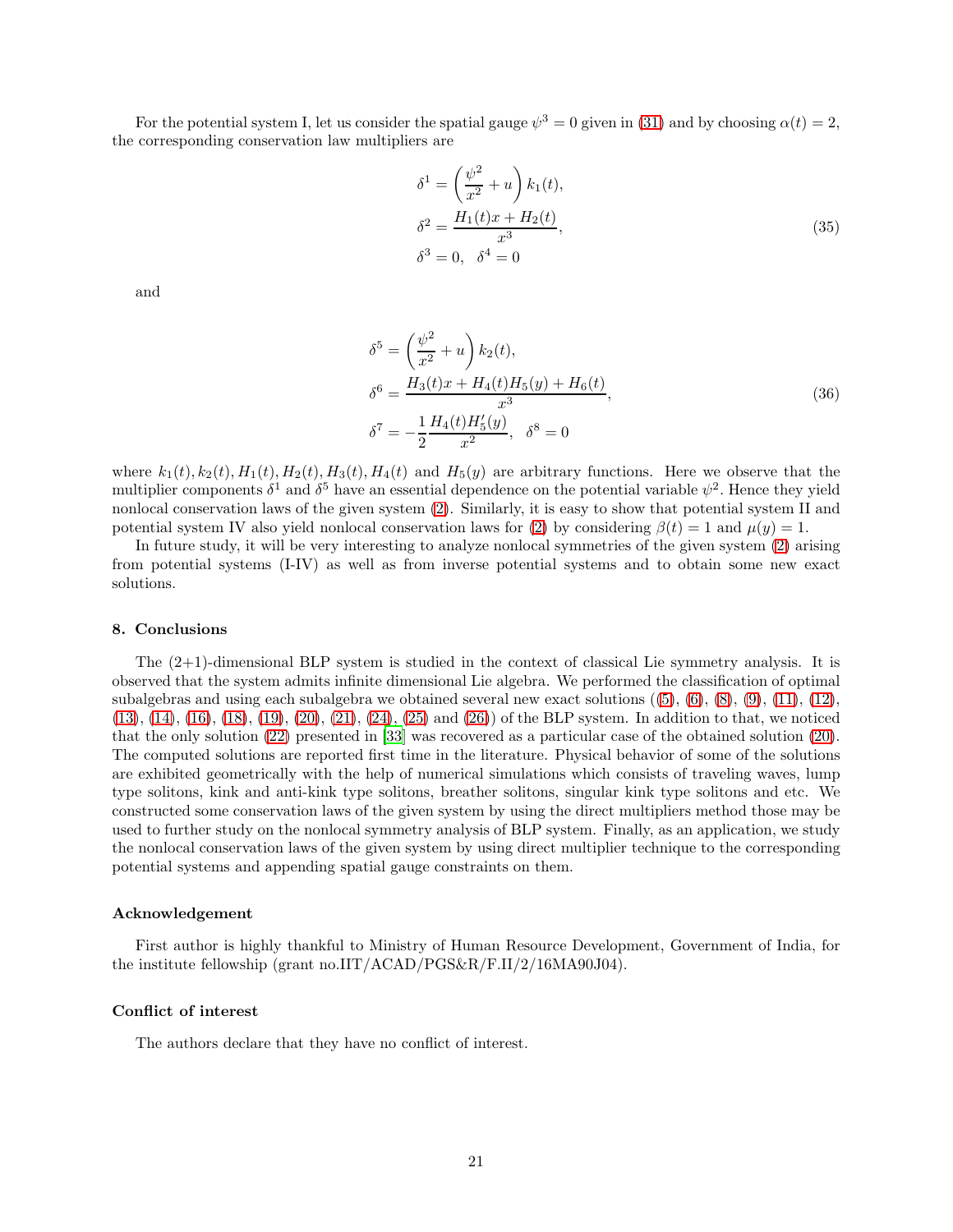For the potential system I, let us consider the spatial gauge $\psi^3 = 0$ given in (31) and by choosing $\alpha(t) = 2$, the corresponding conservation law multipliers are

$$
\begin{aligned}
\delta^1 &= \left(\frac{\psi^2}{x^2} + u\right) k_1(t), \\
\delta^2 &= \frac{H_1(t)x + H_2(t)}{x^3}, \\
\delta^3 &= 0, \quad \delta^4 = 0
\end{aligned}
\tag{35}
$$

and

$$
\begin{aligned}
\delta^5 &= \left(\frac{\psi^2}{x^2} + u\right) k_2(t), \\
\delta^6 &= \frac{H_3(t)x + H_4(t)H_5(y) + H_6(t)}{x^3}, \\
\delta^7 &= -\frac{1}{2}\frac{H_4(t)H_5'(y)}{x^2}, \quad \delta^8 = 0
\end{aligned}
\tag{36}
$$

where $k_1(t), k_2(t), H_1(t), H_2(t), H_3(t), H_4(t)$ and $H_5(y)$ are arbitrary functions. Here we observe that the multiplier components $\delta^1$ and $\delta^5$ have an essential dependence on the potential variable $\psi^2$. Hence they yield nonlocal conservation laws of the given system (2). Similarly, it is easy to show that potential system II and potential system IV also yield nonlocal conservation laws for (2) by considering $\beta(t) = 1$ and $\mu(y) = 1$.

In future study, it will be very interesting to analyze nonlocal symmetries of the given system (2) arising from potential systems (I-IV) as well as from inverse potential systems and to obtain some new exact solutions.

## 8. Conclusions

The (2+1)-dimensional BLP system is studied in the context of classical Lie symmetry analysis. It is observed that the system admits infinite dimensional Lie algebra. We performed the classification of optimal subalgebras and using each subalgebra we obtained several new exact solutions ((5), (6), (8), (9), (11), (12), (13), (14), (16), (18), (19), (20), (21), (24), (25) and (26)) of the BLP system. In addition to that, we noticed that the only solution (22) presented in [33] was recovered as a particular case of the obtained solution (20). The computed solutions are reported first time in the literature. Physical behavior of some of the solutions are exhibited geometrically with the help of numerical simulations which consists of traveling waves, lump type solitons, kink and anti-kink type solitons, breather solitons, singular kink type solitons and etc. We constructed some conservation laws of the given system by using the direct multipliers method those may be used to further study on the nonlocal symmetry analysis of BLP system. Finally, as an application, we study the nonlocal conservation laws of the given system by using direct multiplier technique to the corresponding potential systems and appending spatial gauge constraints on them.

### Acknowledgement

First author is highly thankful to Ministry of Human Resource Development, Government of India, for the institute fellowship (grant no.IIT/ACAD/PGS&R/F.II/2/16MA90J04).

### Conflict of interest

The authors declare that they have no conflict of interest.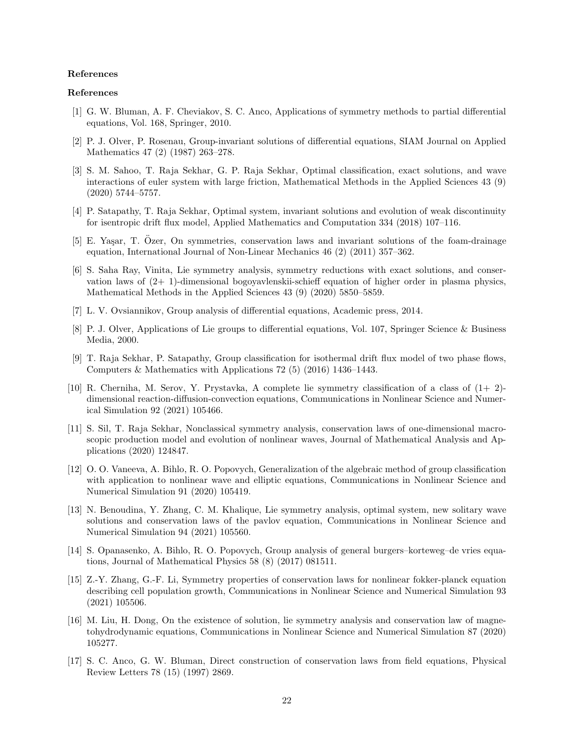**References**

**References**

[1] G. W. Bluman, A. F. Cheviakov, S. C. Anco, Applications of symmetry methods to partial differential equations, Vol. 168, Springer, 2010.

[2] P. J. Olver, P. Rosenau, Group-invariant solutions of differential equations, SIAM Journal on Applied Mathematics 47 (2) (1987) 263–278.

[3] S. M. Sahoo, T. Raja Sekhar, G. P. Raja Sekhar, Optimal classification, exact solutions, and wave interactions of euler system with large friction, Mathematical Methods in the Applied Sciences 43 (9) (2020) 5744–5757.

[4] P. Satapathy, T. Raja Sekhar, Optimal system, invariant solutions and evolution of weak discontinuity for isentropic drift flux model, Applied Mathematics and Computation 334 (2018) 107–116.

[5] E. Yaşar, T. Özer, On symmetries, conservation laws and invariant solutions of the foam-drainage equation, International Journal of Non-Linear Mechanics 46 (2) (2011) 357–362.

[6] S. Saha Ray, Vinita, Lie symmetry analysis, symmetry reductions with exact solutions, and conservation laws of (2+ 1)-dimensional bogoyavlenskii-schieff equation of higher order in plasma physics, Mathematical Methods in the Applied Sciences 43 (9) (2020) 5850–5859.

[7] L. V. Ovsiannikov, Group analysis of differential equations, Academic press, 2014.

[8] P. J. Olver, Applications of Lie groups to differential equations, Vol. 107, Springer Science & Business Media, 2000.

[9] T. Raja Sekhar, P. Satapathy, Group classification for isothermal drift flux model of two phase flows, Computers & Mathematics with Applications 72 (5) (2016) 1436–1443.

[10] R. Cherniha, M. Serov, Y. Prystavka, A complete lie symmetry classification of a class of (1+ 2)-dimensional reaction-diffusion-convection equations, Communications in Nonlinear Science and Numerical Simulation 92 (2021) 105466.

[11] S. Sil, T. Raja Sekhar, Nonclassical symmetry analysis, conservation laws of one-dimensional macroscopic production model and evolution of nonlinear waves, Journal of Mathematical Analysis and Applications (2020) 124847.

[12] O. O. Vaneeva, A. Bihlo, R. O. Popovych, Generalization of the algebraic method of group classification with application to nonlinear wave and elliptic equations, Communications in Nonlinear Science and Numerical Simulation 91 (2020) 105419.

[13] N. Benoudina, Y. Zhang, C. M. Khalique, Lie symmetry analysis, optimal system, new solitary wave solutions and conservation laws of the pavlov equation, Communications in Nonlinear Science and Numerical Simulation 94 (2021) 105560.

[14] S. Opanasenko, A. Bihlo, R. O. Popovych, Group analysis of general burgers–korteweg–de vries equations, Journal of Mathematical Physics 58 (8) (2017) 081511.

[15] Z.-Y. Zhang, G.-F. Li, Symmetry properties of conservation laws for nonlinear fokker-planck equation describing cell population growth, Communications in Nonlinear Science and Numerical Simulation 93 (2021) 105506.

[16] M. Liu, H. Dong, On the existence of solution, lie symmetry analysis and conservation law of magnetohydrodynamic equations, Communications in Nonlinear Science and Numerical Simulation 87 (2020) 105277.

[17] S. C. Anco, G. W. Bluman, Direct construction of conservation laws from field equations, Physical Review Letters 78 (15) (1997) 2869.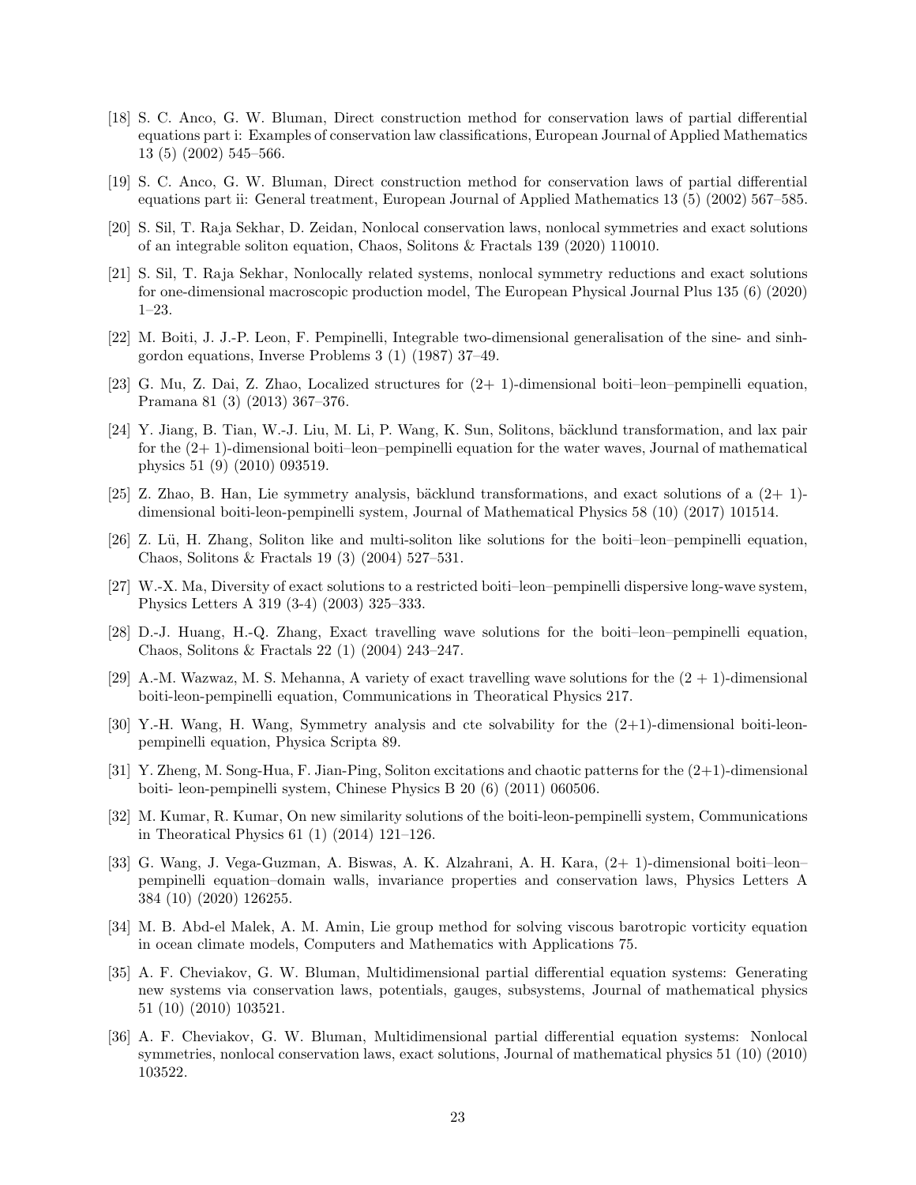[18] S. C. Anco, G. W. Bluman, Direct construction method for conservation laws of partial differential equations part i: Examples of conservation law classifications, European Journal of Applied Mathematics 13 (5) (2002) 545–566.

[19] S. C. Anco, G. W. Bluman, Direct construction method for conservation laws of partial differential equations part ii: General treatment, European Journal of Applied Mathematics 13 (5) (2002) 567–585.

[20] S. Sil, T. Raja Sekhar, D. Zeidan, Nonlocal conservation laws, nonlocal symmetries and exact solutions of an integrable soliton equation, Chaos, Solitons & Fractals 139 (2020) 110010.

[21] S. Sil, T. Raja Sekhar, Nonlocally related systems, nonlocal symmetry reductions and exact solutions for one-dimensional macroscopic production model, The European Physical Journal Plus 135 (6) (2020) 1–23.

[22] M. Boiti, J. J.-P. Leon, F. Pempinelli, Integrable two-dimensional generalisation of the sine- and sinh-gordon equations, Inverse Problems 3 (1) (1987) 37–49.

[23] G. Mu, Z. Dai, Z. Zhao, Localized structures for (2+ 1)-dimensional boiti–leon–pempinelli equation, Pramana 81 (3) (2013) 367–376.

[24] Y. Jiang, B. Tian, W.-J. Liu, M. Li, P. Wang, K. Sun, Solitons, bäcklund transformation, and lax pair for the (2+ 1)-dimensional boiti–leon–pempinelli equation for the water waves, Journal of mathematical physics 51 (9) (2010) 093519.

[25] Z. Zhao, B. Han, Lie symmetry analysis, bäcklund transformations, and exact solutions of a (2+ 1)-dimensional boiti-leon-pempinelli system, Journal of Mathematical Physics 58 (10) (2017) 101514.

[26] Z. Lü, H. Zhang, Soliton like and multi-soliton like solutions for the boiti–leon–pempinelli equation, Chaos, Solitons & Fractals 19 (3) (2004) 527–531.

[27] W.-X. Ma, Diversity of exact solutions to a restricted boiti–leon–pempinelli dispersive long-wave system, Physics Letters A 319 (3-4) (2003) 325–333.

[28] D.-J. Huang, H.-Q. Zhang, Exact travelling wave solutions for the boiti–leon–pempinelli equation, Chaos, Solitons & Fractals 22 (1) (2004) 243–247.

[29] A.-M. Wazwaz, M. S. Mehanna, A variety of exact travelling wave solutions for the (2 + 1)-dimensional boiti-leon-pempinelli equation, Communications in Theoratical Physics 217.

[30] Y.-H. Wang, H. Wang, Symmetry analysis and cte solvability for the (2+1)-dimensional boiti-leon-pempinelli equation, Physica Scripta 89.

[31] Y. Zheng, M. Song-Hua, F. Jian-Ping, Soliton excitations and chaotic patterns for the (2+1)-dimensional boiti- leon-pempinelli system, Chinese Physics B 20 (6) (2011) 060506.

[32] M. Kumar, R. Kumar, On new similarity solutions of the boiti-leon-pempinelli system, Communications in Theoretical Physics 61 (1) (2014) 121–126.

[33] G. Wang, J. Vega-Guzman, A. Biswas, A. K. Alzahrani, A. H. Kara, (2+ 1)-dimensional boiti–leon–pempinelli equation–domain walls, invariance properties and conservation laws, Physics Letters A 384 (10) (2020) 126255.

[34] M. B. Abd-el Malek, A. M. Amin, Lie group method for solving viscous barotropic vorticity equation in ocean climate models, Computers and Mathematics with Applications 75.

[35] A. F. Cheviakov, G. W. Bluman, Multidimensional partial differential equation systems: Generating new systems via conservation laws, potentials, gauges, subsystems, Journal of mathematical physics 51 (10) (2010) 103521.

[36] A. F. Cheviakov, G. W. Bluman, Multidimensional partial differential equation systems: Nonlocal symmetries, nonlocal conservation laws, exact solutions, Journal of mathematical physics 51 (10) (2010) 103522.